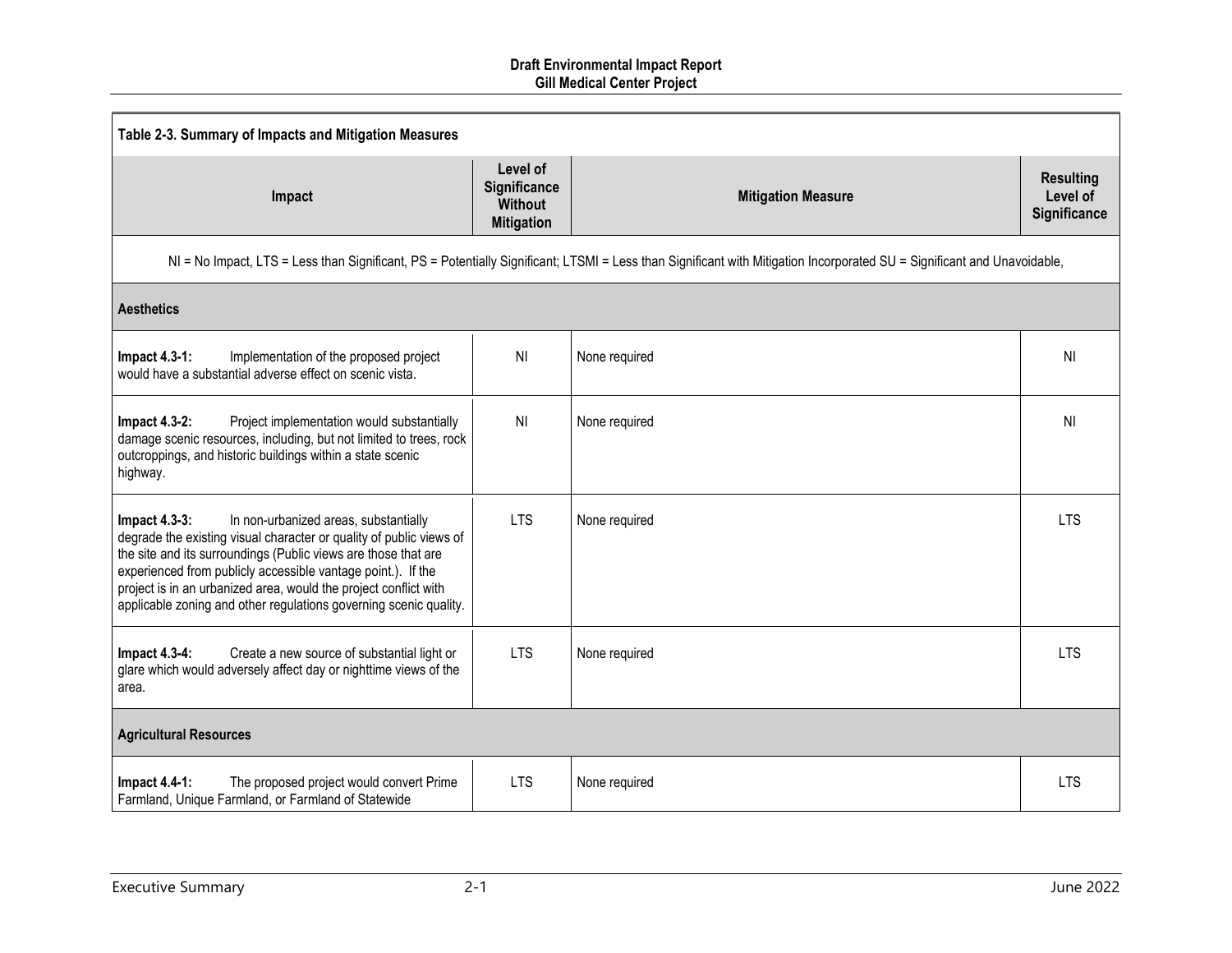Table 2-3. Summary of Impacts and Mitigation Measures

| Impact | Level of Significance Without Mitigation | Mitigation Measure | Resulting Level of Significance |
|---|---|---|---|
| NI = No Impact, LTS = Less than Significant, PS = Potentially Significant; LTSMI = Less than Significant with Mitigation Incorporated SU = Significant and Unavoidable, | | | |
| **Aesthetics** | | | |
| **Impact 4.3-1:** Implementation of the proposed project would have a substantial adverse effect on scenic vista. | NI | None required | NI |
| **Impact 4.3-2:** Project implementation would substantially damage scenic resources, including, but not limited to trees, rock outcroppings, and historic buildings within a state scenic highway. | NI | None required | NI |
| **Impact 4.3-3:** In non-urbanized areas, substantially degrade the existing visual character or quality of public views of the site and its surroundings (Public views are those that are experienced from publicly accessible vantage point.). If the project is in an urbanized area, would the project conflict with applicable zoning and other regulations governing scenic quality. | LTS | None required | LTS |
| **Impact 4.3-4:** Create a new source of substantial light or glare which would adversely affect day or nighttime views of the area. | LTS | None required | LTS |
| **Agricultural Resources** | | | |
| **Impact 4.4-1:** The proposed project would convert Prime Farmland, Unique Farmland, or Farmland of Statewide | LTS | None required | LTS |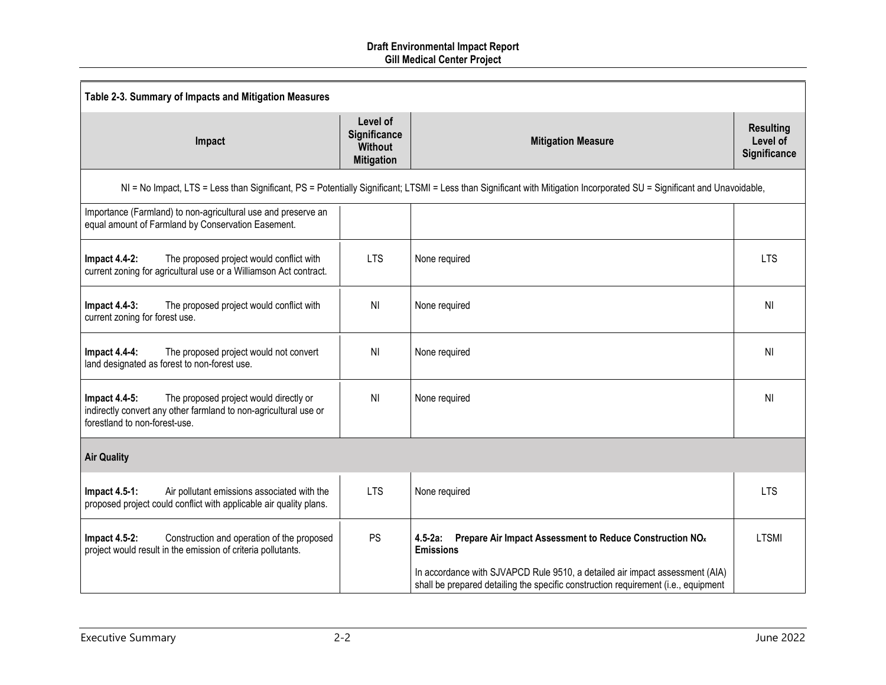| Table 2-3. Summary of Impacts and Mitigation Measures | | | |
|---|---|---|---|
| **Impact** | **Level of Significance Without Mitigation** | **Mitigation Measure** | **Resulting Level of Significance** |
| NI = No Impact, LTS = Less than Significant, PS = Potentially Significant; LTSMI = Less than Significant with Mitigation Incorporated SU = Significant and Unavoidable, | | | |
| Importance (Farmland) to non-agricultural use and preserve an equal amount of Farmland by Conservation Easement. | | | |
| **Impact 4.4-2:** The proposed project would conflict with current zoning for agricultural use or a Williamson Act contract. | LTS | None required | LTS |
| **Impact 4.4-3:** The proposed project would conflict with current zoning for forest use. | NI | None required | NI |
| **Impact 4.4-4:** The proposed project would not convert land designated as forest to non-forest use. | NI | None required | NI |
| **Impact 4.4-5:** The proposed project would directly or indirectly convert any other farmland to non-agricultural use or forestland to non-forest-use. | NI | None required | NI |
| **Air Quality** | | | |
| **Impact 4.5-1:** Air pollutant emissions associated with the proposed project could conflict with applicable air quality plans. | LTS | None required | LTS |
| **Impact 4.5-2:** Construction and operation of the proposed project would result in the emission of criteria pollutants. | PS | **4.5-2a: Prepare Air Impact Assessment to Reduce Construction $NO_x$ Emissions**<br><br>In accordance with SJVAPCD Rule 9510, a detailed air impact assessment (AIA) shall be prepared detailing the specific construction requirement (i.e., equipment | LTSMI |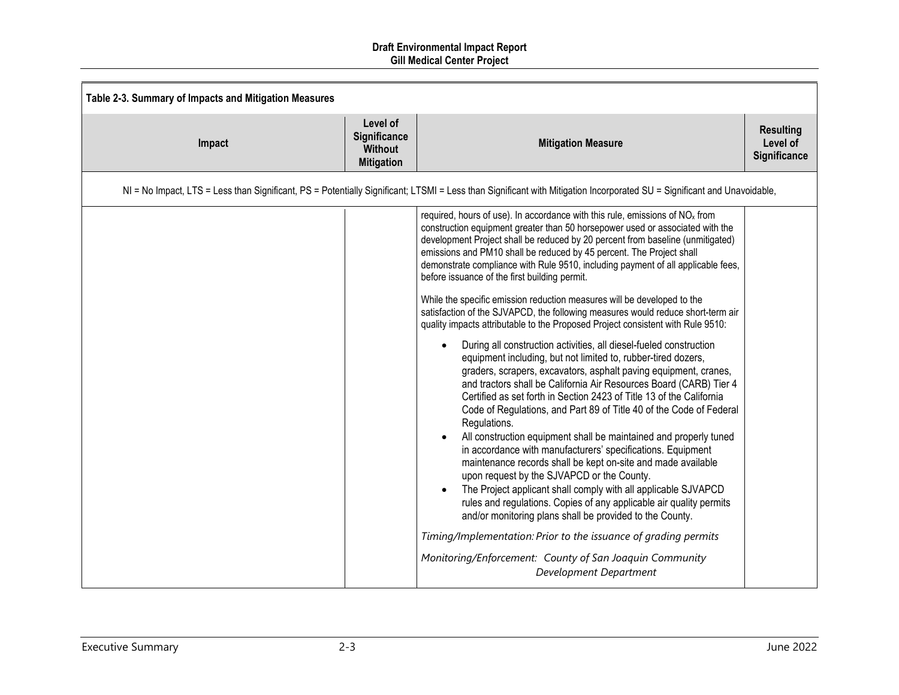**Table 2-3. Summary of Impacts and Mitigation Measures**

| Impact | Level of Significance Without Mitigation | Mitigation Measure | Resulting Level of Significance |
|---|---|---|---|
| NI = No Impact, LTS = Less than Significant, PS = Potentially Significant; LTSMI = Less than Significant with Mitigation Incorporated SU = Significant and Unavoidable, | | | |
| | | required, hours of use). In accordance with this rule, emissions of $NO_x$ from construction equipment greater than 50 horsepower used or associated with the development Project shall be reduced by 20 percent from baseline (unmitigated) emissions and PM10 shall be reduced by 45 percent. The Project shall demonstrate compliance with Rule 9510, including payment of all applicable fees, before issuance of the first building permit.<br><br>While the specific emission reduction measures will be developed to the satisfaction of the SJVAPCD, the following measures would reduce short-term air quality impacts attributable to the Proposed Project consistent with Rule 9510:<br><br>• During all construction activities, all diesel-fueled construction equipment including, but not limited to, rubber-tired dozers, graders, scrapers, excavators, asphalt paving equipment, cranes, and tractors shall be California Air Resources Board (CARB) Tier 4 Certified as set forth in Section 2423 of Title 13 of the California Code of Regulations, and Part 89 of Title 40 of the Code of Federal Regulations.<br>• All construction equipment shall be maintained and properly tuned in accordance with manufacturers' specifications. Equipment maintenance records shall be kept on-site and made available upon request by the SJVAPCD or the County.<br>• The Project applicant shall comply with all applicable SJVAPCD rules and regulations. Copies of any applicable air quality permits and/or monitoring plans shall be provided to the County.<br><br>*Timing/Implementation: Prior to the issuance of grading permits*<br><br>*Monitoring/Enforcement: County of San Joaquin Community Development Department* | |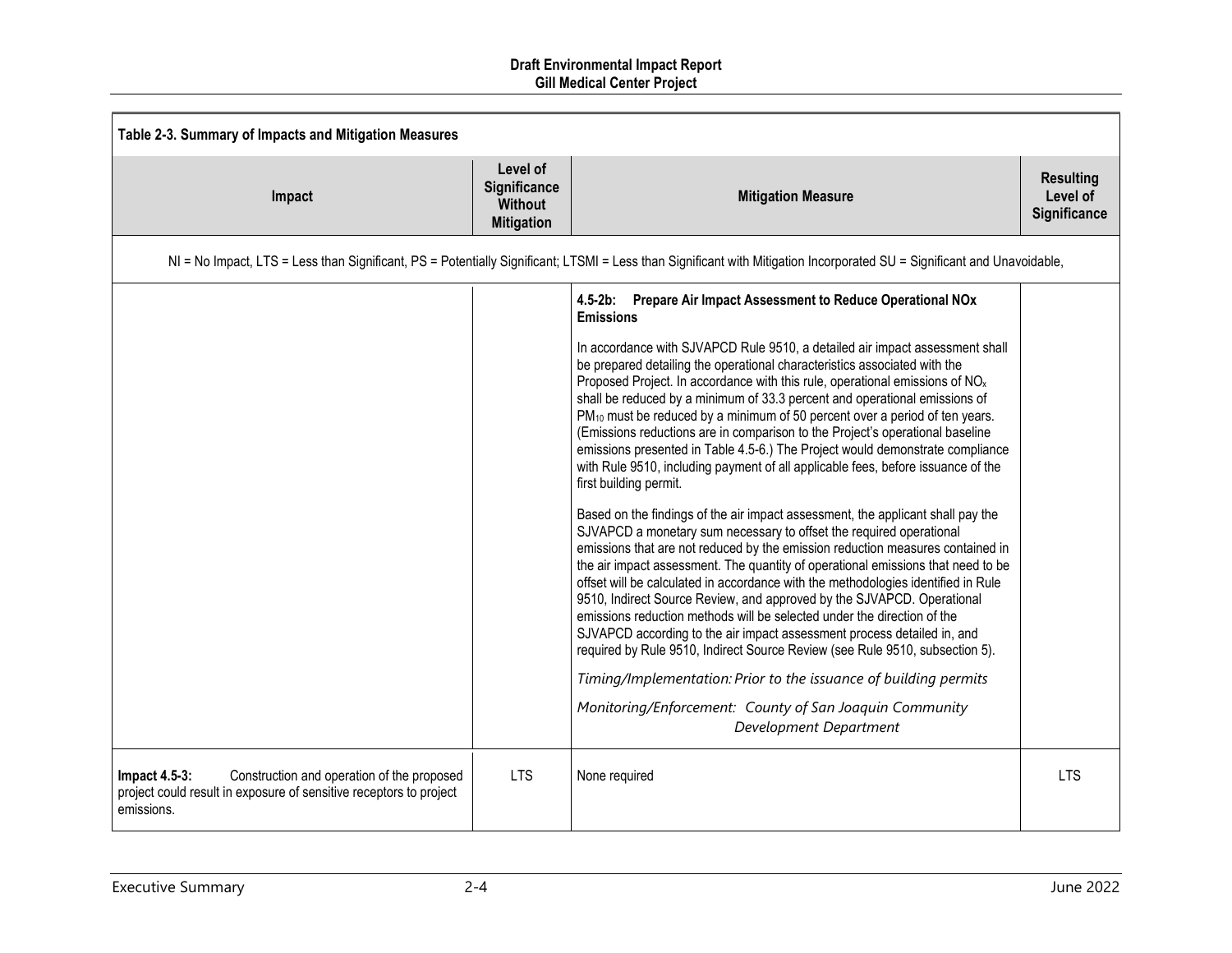**Table 2-3. Summary of Impacts and Mitigation Measures**

| Impact | Level of Significance Without Mitigation | Mitigation Measure | Resulting Level of Significance |
|---|---|---|---|
| NI = No Impact, LTS = Less than Significant, PS = Potentially Significant; LTSMI = Less than Significant with Mitigation Incorporated SU = Significant and Unavoidable, | | | |
| | | **4.5-2b: Prepare Air Impact Assessment to Reduce Operational NOx Emissions**<br><br>In accordance with SJVAPCD Rule 9510, a detailed air impact assessment shall be prepared detailing the operational characteristics associated with the Proposed Project. In accordance with this rule, operational emissions of $NO_x$ shall be reduced by a minimum of 33.3 percent and operational emissions of $PM_{10}$ must be reduced by a minimum of 50 percent over a period of ten years. (Emissions reductions are in comparison to the Project's operational baseline emissions presented in Table 4.5-6.) The Project would demonstrate compliance with Rule 9510, including payment of all applicable fees, before issuance of the first building permit.<br><br>Based on the findings of the air impact assessment, the applicant shall pay the SJVAPCD a monetary sum necessary to offset the required operational emissions that are not reduced by the emission reduction measures contained in the air impact assessment. The quantity of operational emissions that need to be offset will be calculated in accordance with the methodologies identified in Rule 9510, Indirect Source Review, and approved by the SJVAPCD. Operational emissions reduction methods will be selected under the direction of the SJVAPCD according to the air impact assessment process detailed in, and required by Rule 9510, Indirect Source Review (see Rule 9510, subsection 5).<br><br>*Timing/Implementation: Prior to the issuance of building permits*<br><br>*Monitoring/Enforcement: County of San Joaquin Community Development Department* | |
| **Impact 4.5-3:** Construction and operation of the proposed project could result in exposure of sensitive receptors to project emissions. | LTS | None required | LTS |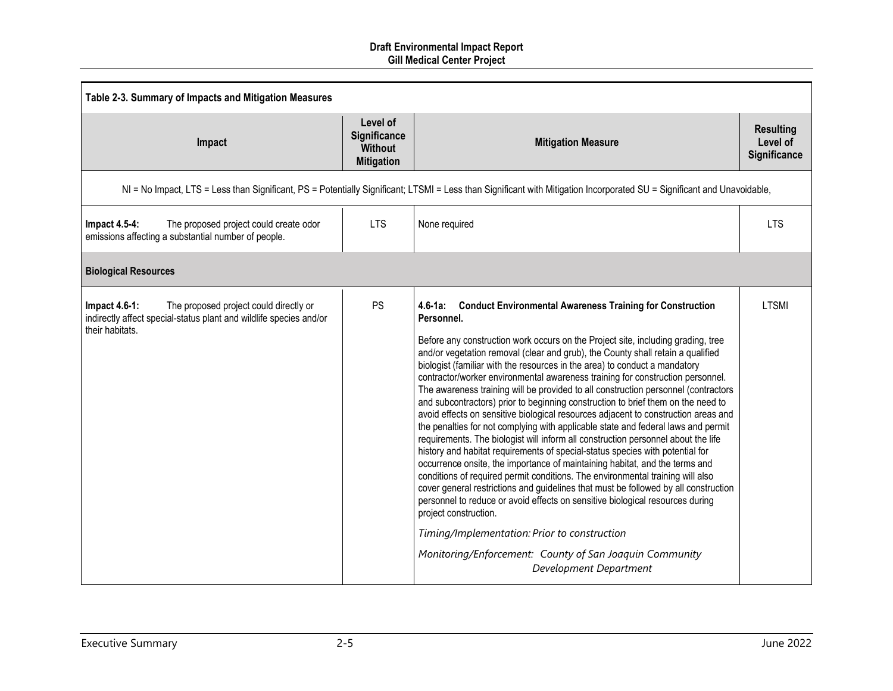| Table 2-3. Summary of Impacts and Mitigation Measures | | | |
|---|---|---|---|
| **Impact** | **Level of Significance Without Mitigation** | **Mitigation Measure** | **Resulting Level of Significance** |
| NI = No Impact, LTS = Less than Significant, PS = Potentially Significant; LTSMI = Less than Significant with Mitigation Incorporated SU = Significant and Unavoidable, | | | |
| **Impact 4.5-4:** The proposed project could create odor emissions affecting a substantial number of people. | LTS | None required | LTS |
| **Biological Resources** | | | |
| **Impact 4.6-1:** The proposed project could directly or indirectly affect special-status plant and wildlife species and/or their habitats. | PS | **4.6-1a: Conduct Environmental Awareness Training for Construction Personnel.**<br><br>Before any construction work occurs on the Project site, including grading, tree and/or vegetation removal (clear and grub), the County shall retain a qualified biologist (familiar with the resources in the area) to conduct a mandatory contractor/worker environmental awareness training for construction personnel. The awareness training will be provided to all construction personnel (contractors and subcontractors) prior to beginning construction to brief them on the need to avoid effects on sensitive biological resources adjacent to construction areas and the penalties for not complying with applicable state and federal laws and permit requirements. The biologist will inform all construction personnel about the life history and habitat requirements of special-status species with potential for occurrence onsite, the importance of maintaining habitat, and the terms and conditions of required permit conditions. The environmental training will also cover general restrictions and guidelines that must be followed by all construction personnel to reduce or avoid effects on sensitive biological resources during project construction.<br><br>*Timing/Implementation: Prior to construction*<br><br>*Monitoring/Enforcement: County of San Joaquin Community Development Department* | LTSMI |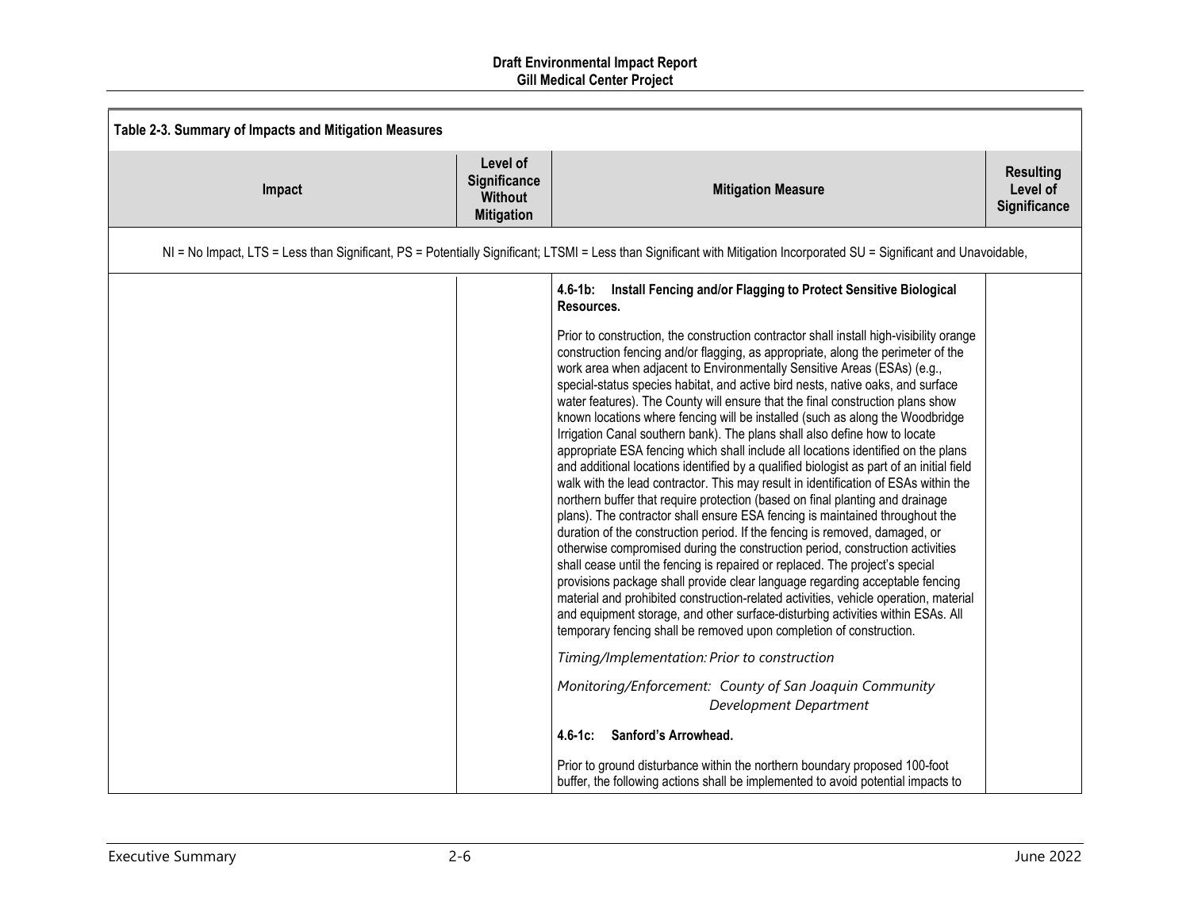**Table 2-3. Summary of Impacts and Mitigation Measures**

| Impact | Level of Significance Without Mitigation | Mitigation Measure | Resulting Level of Significance |
|---|---|---|---|
| NI = No Impact, LTS = Less than Significant, PS = Potentially Significant; LTSMI = Less than Significant with Mitigation Incorporated SU = Significant and Unavoidable, | | | |
| | | **4.6-1b: Install Fencing and/or Flagging to Protect Sensitive Biological Resources.**<br><br>Prior to construction, the construction contractor shall install high-visibility orange construction fencing and/or flagging, as appropriate, along the perimeter of the work area when adjacent to Environmentally Sensitive Areas (ESAs) (e.g., special-status species habitat, and active bird nests, native oaks, and surface water features). The County will ensure that the final construction plans show known locations where fencing will be installed (such as along the Woodbridge Irrigation Canal southern bank). The plans shall also define how to locate appropriate ESA fencing which shall include all locations identified on the plans and additional locations identified by a qualified biologist as part of an initial field walk with the lead contractor. This may result in identification of ESAs within the northern buffer that require protection (based on final planting and drainage plans). The contractor shall ensure ESA fencing is maintained throughout the duration of the construction period. If the fencing is removed, damaged, or otherwise compromised during the construction period, construction activities shall cease until the fencing is repaired or replaced. The project's special provisions package shall provide clear language regarding acceptable fencing material and prohibited construction-related activities, vehicle operation, material and equipment storage, and other surface-disturbing activities within ESAs. All temporary fencing shall be removed upon completion of construction.<br><br>*Timing/Implementation: Prior to construction*<br><br>*Monitoring/Enforcement: County of San Joaquin Community Development Department*<br><br>**4.6-1c: Sanford's Arrowhead.**<br><br>Prior to ground disturbance within the northern boundary proposed 100-foot buffer, the following actions shall be implemented to avoid potential impacts to | |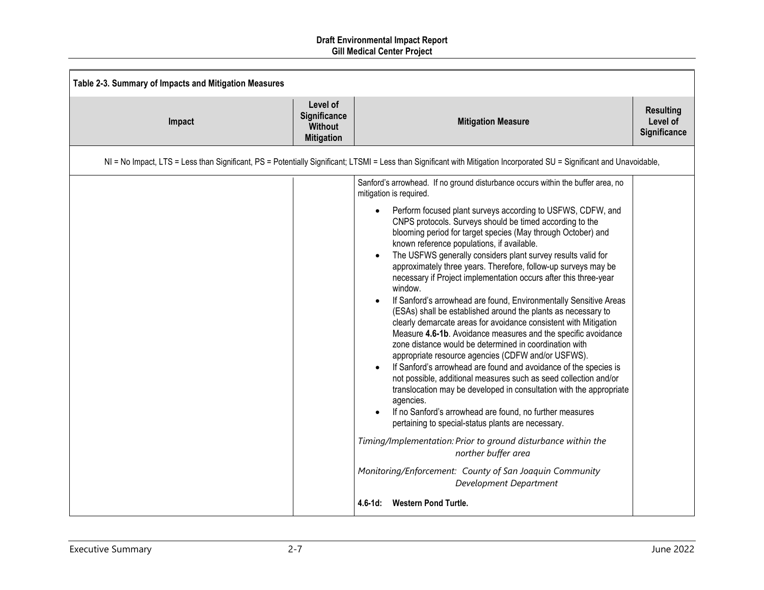**Table 2-3. Summary of Impacts and Mitigation Measures**

| Impact | Level of Significance Without Mitigation | Mitigation Measure | Resulting Level of Significance |
|---|---|---|---|
| NI = No Impact, LTS = Less than Significant, PS = Potentially Significant; LTSMI = Less than Significant with Mitigation Incorporated SU = Significant and Unavoidable, | | | |
| | | Sanford's arrowhead. If no ground disturbance occurs within the buffer area, no mitigation is required.<br><br>• Perform focused plant surveys according to USFWS, CDFW, and CNPS protocols. Surveys should be timed according to the blooming period for target species (May through October) and known reference populations, if available.<br>• The USFWS generally considers plant survey results valid for approximately three years. Therefore, follow-up surveys may be necessary if Project implementation occurs after this three-year window.<br>• If Sanford's arrowhead are found, Environmentally Sensitive Areas (ESAs) shall be established around the plants as necessary to clearly demarcate areas for avoidance consistent with Mitigation Measure **4.6-1b**. Avoidance measures and the specific avoidance zone distance would be determined in coordination with appropriate resource agencies (CDFW and/or USFWS).<br>• If Sanford's arrowhead are found and avoidance of the species is not possible, additional measures such as seed collection and/or translocation may be developed in consultation with the appropriate agencies.<br>• If no Sanford's arrowhead are found, no further measures pertaining to special-status plants are necessary.<br><br>*Timing/Implementation: Prior to ground disturbance within the norther buffer area*<br><br>*Monitoring/Enforcement: County of San Joaquin Community Development Department*<br><br>**4.6-1d: Western Pond Turtle.** | |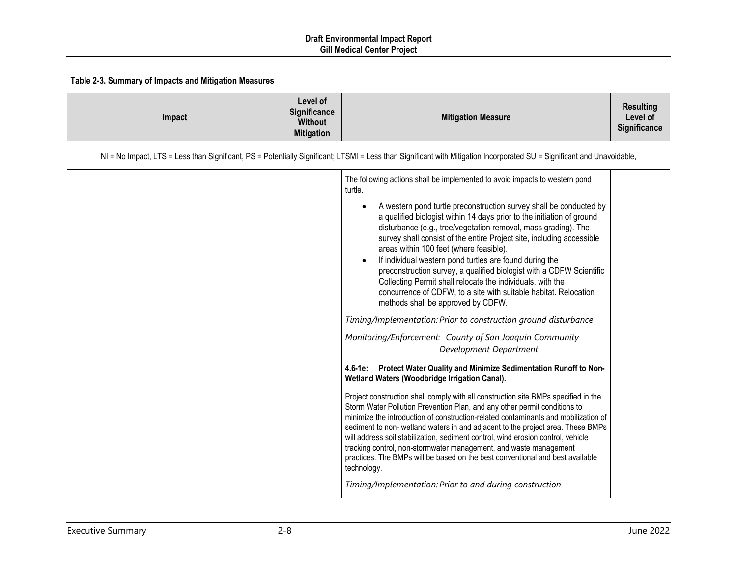Table 2-3. Summary of Impacts and Mitigation Measures

| Impact | Level of Significance Without Mitigation | Mitigation Measure | Resulting Level of Significance |
|---|---|---|---|
| NI = No Impact, LTS = Less than Significant, PS = Potentially Significant; LTSMI = Less than Significant with Mitigation Incorporated SU = Significant and Unavoidable, | | | |
| | | The following actions shall be implemented to avoid impacts to western pond turtle.<br>• A western pond turtle preconstruction survey shall be conducted by a qualified biologist within 14 days prior to the initiation of ground disturbance (e.g., tree/vegetation removal, mass grading). The survey shall consist of the entire Project site, including accessible areas within 100 feet (where feasible).<br>• If individual western pond turtles are found during the preconstruction survey, a qualified biologist with a CDFW Scientific Collecting Permit shall relocate the individuals, with the concurrence of CDFW, to a site with suitable habitat. Relocation methods shall be approved by CDFW.<br>*Timing/Implementation: Prior to construction ground disturbance*<br>*Monitoring/Enforcement: County of San Joaquin Community Development Department*<br>**4.6-1e: Protect Water Quality and Minimize Sedimentation Runoff to Non-Wetland Waters (Woodbridge Irrigation Canal).**<br>Project construction shall comply with all construction site BMPs specified in the Storm Water Pollution Prevention Plan, and any other permit conditions to minimize the introduction of construction-related contaminants and mobilization of sediment to non- wetland waters in and adjacent to the project area. These BMPs will address soil stabilization, sediment control, wind erosion control, vehicle tracking control, non-stormwater management, and waste management practices. The BMPs will be based on the best conventional and best available technology.<br>*Timing/Implementation: Prior to and during construction* | |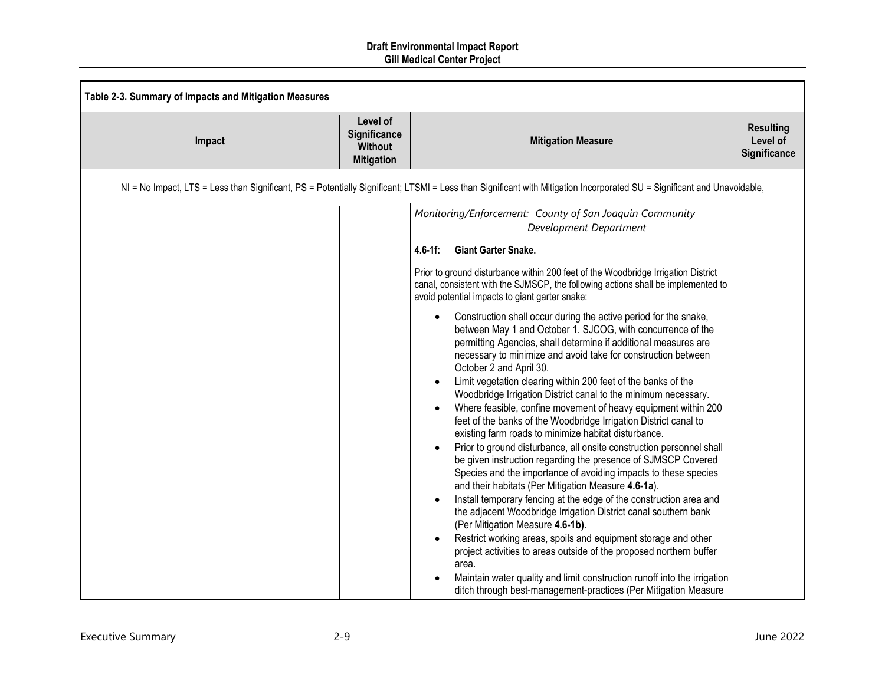**Table 2-3. Summary of Impacts and Mitigation Measures**

| Impact | Level of Significance Without Mitigation | Mitigation Measure | Resulting Level of Significance |
|---|---|---|---|
| NI = No Impact, LTS = Less than Significant, PS = Potentially Significant; LTSMI = Less than Significant with Mitigation Incorporated SU = Significant and Unavoidable, | | | |
| | | *Monitoring/Enforcement: County of San Joaquin Community Development Department*<br><br>**4.6-1f: Giant Garter Snake.**<br><br>Prior to ground disturbance within 200 feet of the Woodbridge Irrigation District canal, consistent with the SJMSCP, the following actions shall be implemented to avoid potential impacts to giant garter snake:<br><br>• Construction shall occur during the active period for the snake, between May 1 and October 1. SJCOG, with concurrence of the permitting Agencies, shall determine if additional measures are necessary to minimize and avoid take for construction between October 2 and April 30.<br>• Limit vegetation clearing within 200 feet of the banks of the Woodbridge Irrigation District canal to the minimum necessary.<br>• Where feasible, confine movement of heavy equipment within 200 feet of the banks of the Woodbridge Irrigation District canal to existing farm roads to minimize habitat disturbance.<br>• Prior to ground disturbance, all onsite construction personnel shall be given instruction regarding the presence of SJMSCP Covered Species and the importance of avoiding impacts to these species and their habitats (Per Mitigation Measure **4.6-1a**).<br>• Install temporary fencing at the edge of the construction area and the adjacent Woodbridge Irrigation District canal southern bank (Per Mitigation Measure **4.6-1b)**.<br>• Restrict working areas, spoils and equipment storage and other project activities to areas outside of the proposed northern buffer area.<br>• Maintain water quality and limit construction runoff into the irrigation ditch through best-management-practices (Per Mitigation Measure | |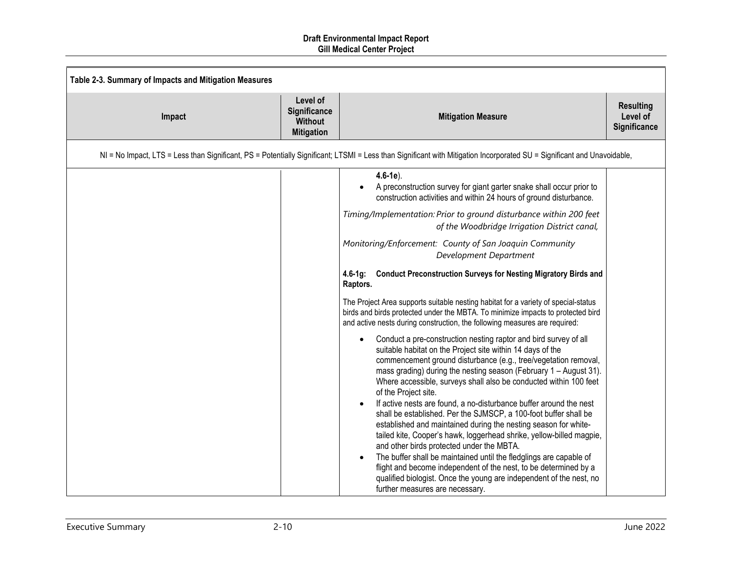**Table 2-3. Summary of Impacts and Mitigation Measures**

| Impact | Level of Significance Without Mitigation | Mitigation Measure | Resulting Level of Significance |
|---|---|---|---|
| NI = No Impact, LTS = Less than Significant, PS = Potentially Significant; LTSMI = Less than Significant with Mitigation Incorporated SU = Significant and Unavoidable, | | | |
| | | **4.6-1e**).<br>• A preconstruction survey for giant garter snake shall occur prior to construction activities and within 24 hours of ground disturbance.<br>*Timing/Implementation: Prior to ground disturbance within 200 feet of the Woodbridge Irrigation District canal,*<br>*Monitoring/Enforcement: County of San Joaquin Community Development Department*<br>**4.6-1g: Conduct Preconstruction Surveys for Nesting Migratory Birds and Raptors.**<br>The Project Area supports suitable nesting habitat for a variety of special-status birds and birds protected under the MBTA. To minimize impacts to protected bird and active nests during construction, the following measures are required:<br>• Conduct a pre-construction nesting raptor and bird survey of all suitable habitat on the Project site within 14 days of the commencement ground disturbance (e.g., tree/vegetation removal, mass grading) during the nesting season (February 1 – August 31). Where accessible, surveys shall also be conducted within 100 feet of the Project site.<br>• If active nests are found, a no-disturbance buffer around the nest shall be established. Per the SJMSCP, a 100-foot buffer shall be established and maintained during the nesting season for white-tailed kite, Cooper's hawk, loggerhead shrike, yellow-billed magpie, and other birds protected under the MBTA.<br>• The buffer shall be maintained until the fledglings are capable of flight and become independent of the nest, to be determined by a qualified biologist. Once the young are independent of the nest, no further measures are necessary. | |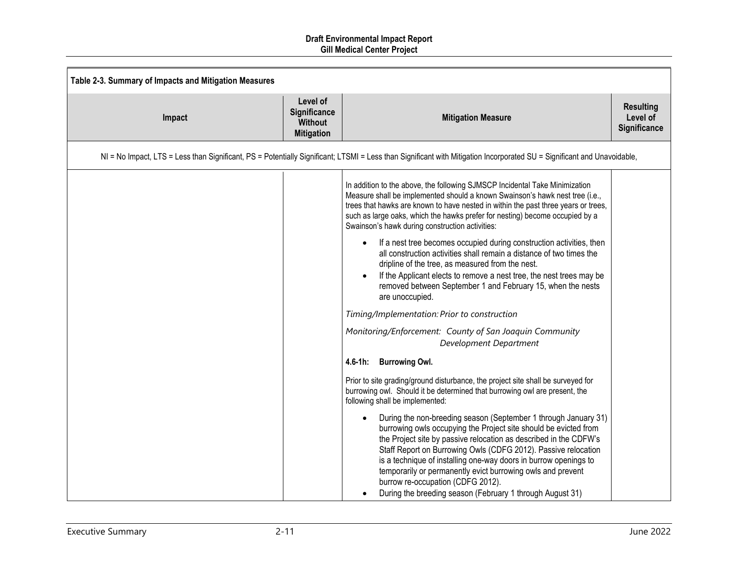**Table 2-3. Summary of Impacts and Mitigation Measures**

| Impact | Level of Significance Without Mitigation | Mitigation Measure | Resulting Level of Significance |
|---|---|---|---|
| NI = No Impact, LTS = Less than Significant, PS = Potentially Significant; LTSMI = Less than Significant with Mitigation Incorporated SU = Significant and Unavoidable, | | | |
| | | In addition to the above, the following SJMSCP Incidental Take Minimization Measure shall be implemented should a known Swainson's hawk nest tree (i.e., trees that hawks are known to have nested in within the past three years or trees, such as large oaks, which the hawks prefer for nesting) become occupied by a Swainson's hawk during construction activities:<br><br>• If a nest tree becomes occupied during construction activities, then all construction activities shall remain a distance of two times the dripline of the tree, as measured from the nest.<br>• If the Applicant elects to remove a nest tree, the nest trees may be removed between September 1 and February 15, when the nests are unoccupied.<br><br>*Timing/Implementation: Prior to construction*<br><br>*Monitoring/Enforcement: County of San Joaquin Community Development Department*<br><br>**4.6-1h: Burrowing Owl.**<br><br>Prior to site grading/ground disturbance, the project site shall be surveyed for burrowing owl. Should it be determined that burrowing owl are present, the following shall be implemented:<br><br>• During the non-breeding season (September 1 through January 31) burrowing owls occupying the Project site should be evicted from the Project site by passive relocation as described in the CDFW's Staff Report on Burrowing Owls (CDFG 2012). Passive relocation is a technique of installing one-way doors in burrow openings to temporarily or permanently evict burrowing owls and prevent burrow re-occupation (CDFG 2012).<br>• During the breeding season (February 1 through August 31) | |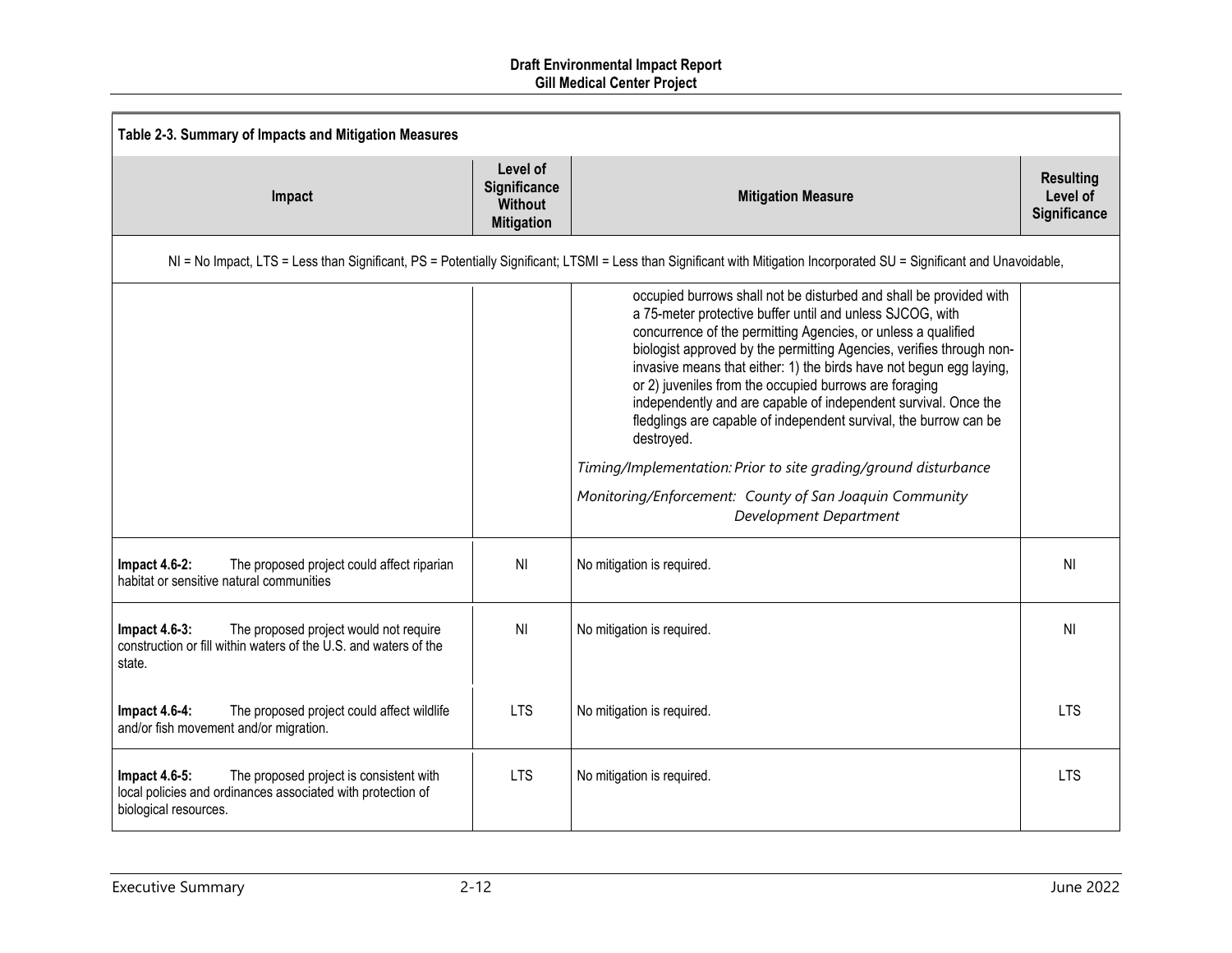**Table 2-3. Summary of Impacts and Mitigation Measures**

| Impact | Level of Significance Without Mitigation | Mitigation Measure | Resulting Level of Significance |
|---|---|---|---|
| NI = No Impact, LTS = Less than Significant, PS = Potentially Significant; LTSMI = Less than Significant with Mitigation Incorporated SU = Significant and Unavoidable, | | | |
| | | occupied burrows shall not be disturbed and shall be provided with a 75-meter protective buffer until and unless SJCOG, with concurrence of the permitting Agencies, or unless a qualified biologist approved by the permitting Agencies, verifies through non-invasive means that either: 1) the birds have not begun egg laying, or 2) juveniles from the occupied burrows are foraging independently and are capable of independent survival. Once the fledglings are capable of independent survival, the burrow can be destroyed.<br><br>*Timing/Implementation: Prior to site grading/ground disturbance*<br><br>*Monitoring/Enforcement: County of San Joaquin Community Development Department* | |
| **Impact 4.6-2:** The proposed project could affect riparian habitat or sensitive natural communities | NI | No mitigation is required. | NI |
| **Impact 4.6-3:** The proposed project would not require construction or fill within waters of the U.S. and waters of the state. | NI | No mitigation is required. | NI |
| **Impact 4.6-4:** The proposed project could affect wildlife and/or fish movement and/or migration. | LTS | No mitigation is required. | LTS |
| **Impact 4.6-5:** The proposed project is consistent with local policies and ordinances associated with protection of biological resources. | LTS | No mitigation is required. | LTS |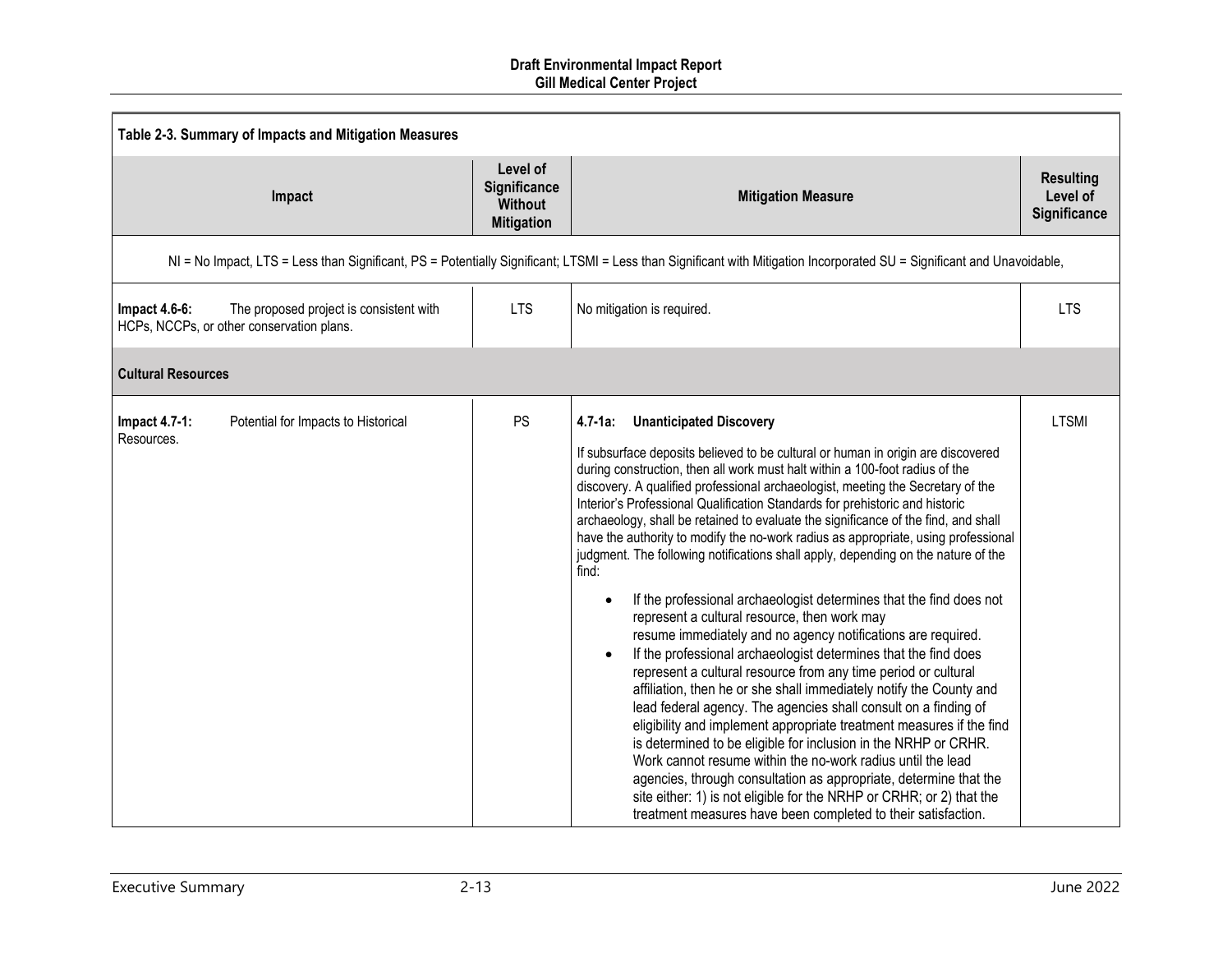**Table 2-3. Summary of Impacts and Mitigation Measures**

| Impact | Level of Significance Without Mitigation | Mitigation Measure | Resulting Level of Significance |
|---|---|---|---|
| NI = No Impact, LTS = Less than Significant, PS = Potentially Significant; LTSMI = Less than Significant with Mitigation Incorporated SU = Significant and Unavoidable, | | | |
| **Impact 4.6-6:** The proposed project is consistent with HCPs, NCCPs, or other conservation plans. | LTS | No mitigation is required. | LTS |
| **Cultural Resources** | | | |
| **Impact 4.7-1:** Potential for Impacts to Historical Resources. | PS | **4.7-1a: Unanticipated Discovery**<br><br>If subsurface deposits believed to be cultural or human in origin are discovered during construction, then all work must halt within a 100-foot radius of the discovery. A qualified professional archaeologist, meeting the Secretary of the Interior's Professional Qualification Standards for prehistoric and historic archaeology, shall be retained to evaluate the significance of the find, and shall have the authority to modify the no-work radius as appropriate, using professional judgment. The following notifications shall apply, depending on the nature of the find:<br><br>• If the professional archaeologist determines that the find does not represent a cultural resource, then work may resume immediately and no agency notifications are required.<br>• If the professional archaeologist determines that the find does represent a cultural resource from any time period or cultural affiliation, then he or she shall immediately notify the County and lead federal agency. The agencies shall consult on a finding of eligibility and implement appropriate treatment measures if the find is determined to be eligible for inclusion in the NRHP or CRHR. Work cannot resume within the no-work radius until the lead agencies, through consultation as appropriate, determine that the site either: 1) is not eligible for the NRHP or CRHR; or 2) that the treatment measures have been completed to their satisfaction. | LTSMI |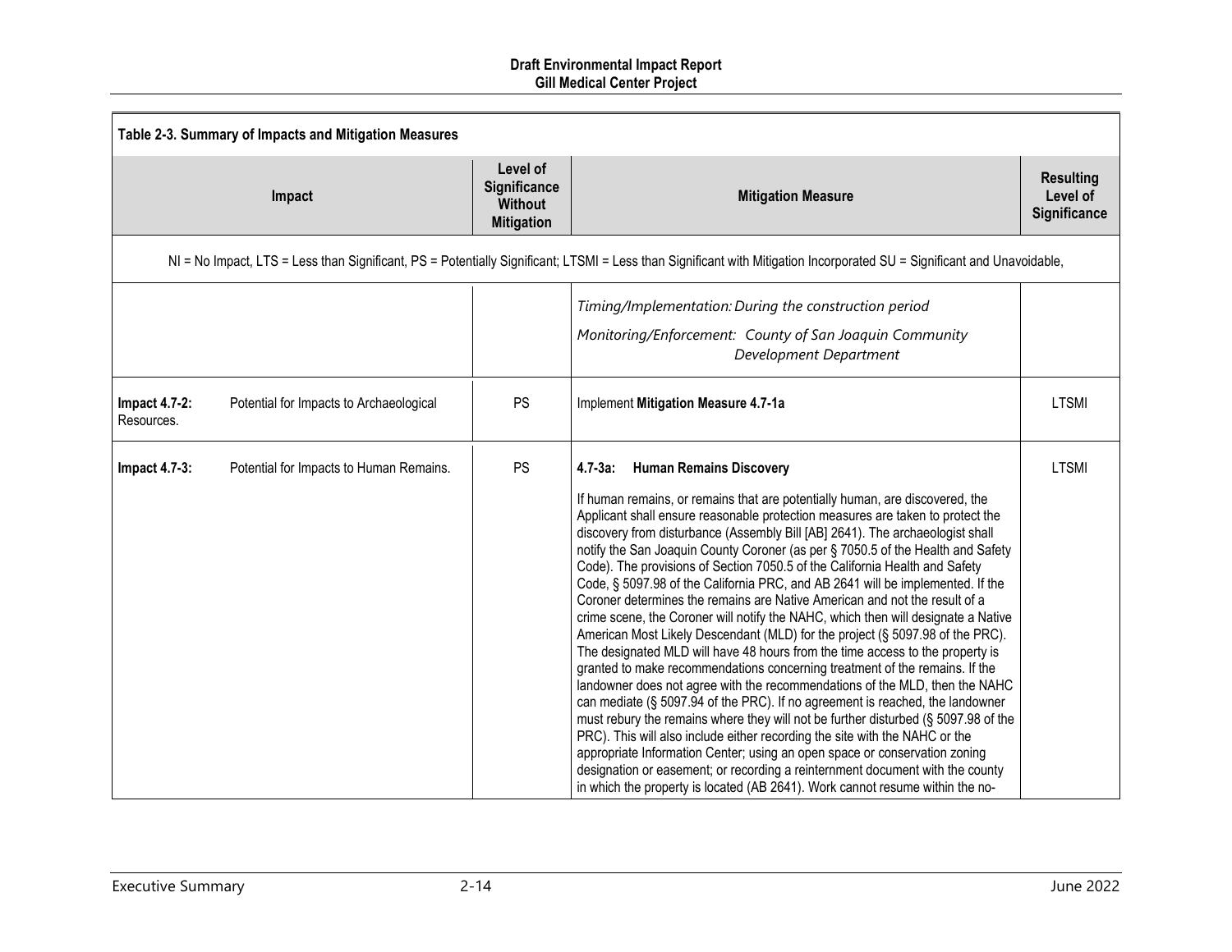**Table 2-3. Summary of Impacts and Mitigation Measures**

| Impact | Level of Significance Without Mitigation | Mitigation Measure | Resulting Level of Significance |
|---|---|---|---|
| NI = No Impact, LTS = Less than Significant, PS = Potentially Significant; LTSMI = Less than Significant with Mitigation Incorporated SU = Significant and Unavoidable, | | | |
| | | *Timing/Implementation: During the construction period*<br><br>*Monitoring/Enforcement: County of San Joaquin Community Development Department* | |
| **Impact 4.7-2:** Potential for Impacts to Archaeological Resources. | PS | Implement **Mitigation Measure 4.7-1a** | LTSMI |
| **Impact 4.7-3:** Potential for Impacts to Human Remains. | PS | **4.7-3a: Human Remains Discovery**<br><br>If human remains, or remains that are potentially human, are discovered, the Applicant shall ensure reasonable protection measures are taken to protect the discovery from disturbance (Assembly Bill [AB] 2641). The archaeologist shall notify the San Joaquin County Coroner (as per § 7050.5 of the Health and Safety Code). The provisions of Section 7050.5 of the California Health and Safety Code, § 5097.98 of the California PRC, and AB 2641 will be implemented. If the Coroner determines the remains are Native American and not the result of a crime scene, the Coroner will notify the NAHC, which then will designate a Native American Most Likely Descendant (MLD) for the project (§ 5097.98 of the PRC). The designated MLD will have 48 hours from the time access to the property is granted to make recommendations concerning treatment of the remains. If the landowner does not agree with the recommendations of the MLD, then the NAHC can mediate (§ 5097.94 of the PRC). If no agreement is reached, the landowner must rebury the remains where they will not be further disturbed (§ 5097.98 of the PRC). This will also include either recording the site with the NAHC or the appropriate Information Center; using an open space or conservation zoning designation or easement; or recording a reinternment document with the county in which the property is located (AB 2641). Work cannot resume within the no- | LTSMI |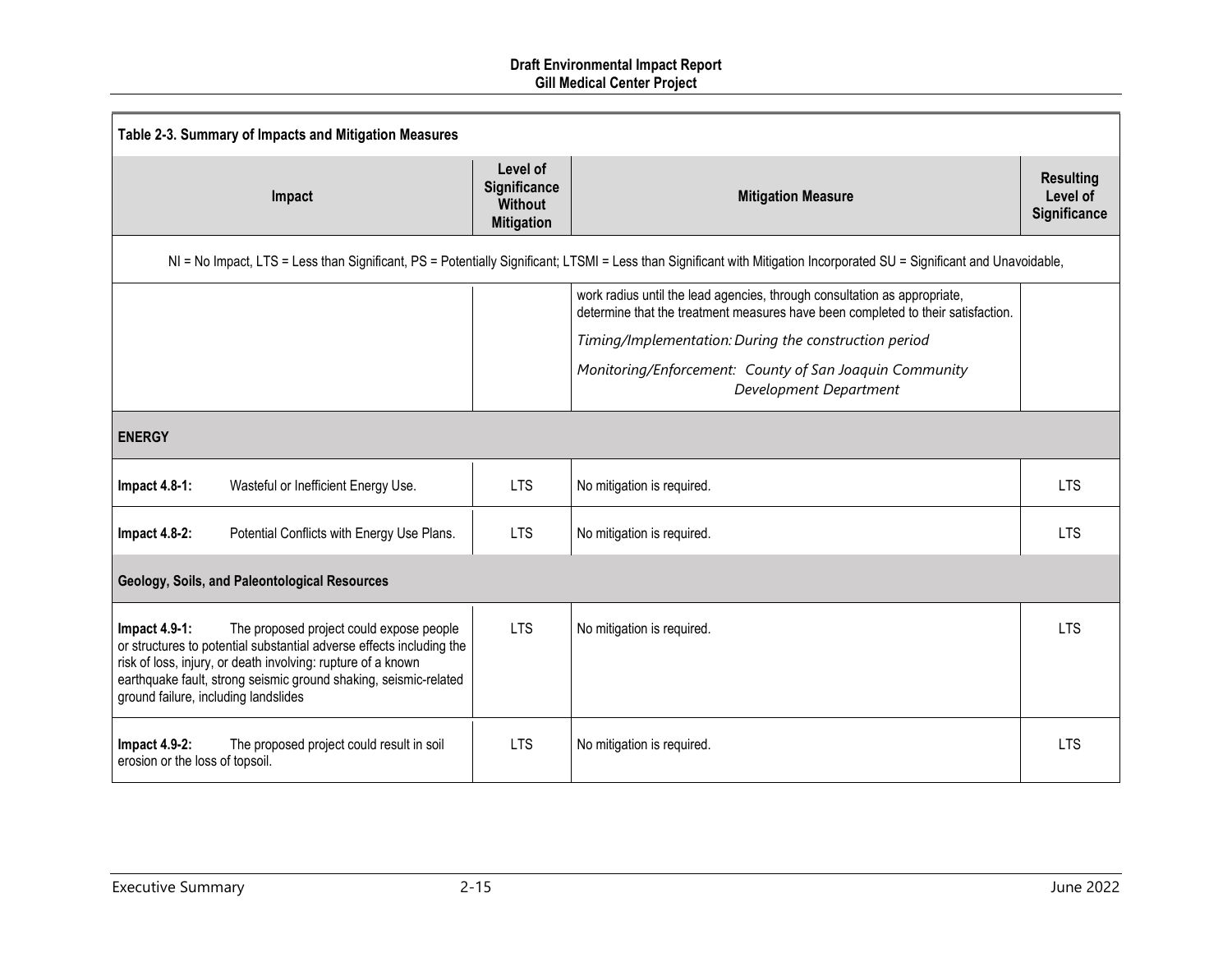| Table 2-3. Summary of Impacts and Mitigation Measures | | | |
|---|---|---|---|
| **Impact** | **Level of Significance Without Mitigation** | **Mitigation Measure** | **Resulting Level of Significance** |
| NI = No Impact, LTS = Less than Significant, PS = Potentially Significant; LTSMI = Less than Significant with Mitigation Incorporated SU = Significant and Unavoidable, | | | |
| | | work radius until the lead agencies, through consultation as appropriate, determine that the treatment measures have been completed to their satisfaction. *Timing/Implementation: During the construction period* *Monitoring/Enforcement: County of San Joaquin Community Development Department* | |
| **ENERGY** | | | |
| **Impact 4.8-1:** Wasteful or Inefficient Energy Use. | LTS | No mitigation is required. | LTS |
| **Impact 4.8-2:** Potential Conflicts with Energy Use Plans. | LTS | No mitigation is required. | LTS |
| **Geology, Soils, and Paleontological Resources** | | | |
| **Impact 4.9-1:** The proposed project could expose people or structures to potential substantial adverse effects including the risk of loss, injury, or death involving: rupture of a known earthquake fault, strong seismic ground shaking, seismic-related ground failure, including landslides | LTS | No mitigation is required. | LTS |
| **Impact 4.9-2:** The proposed project could result in soil erosion or the loss of topsoil. | LTS | No mitigation is required. | LTS |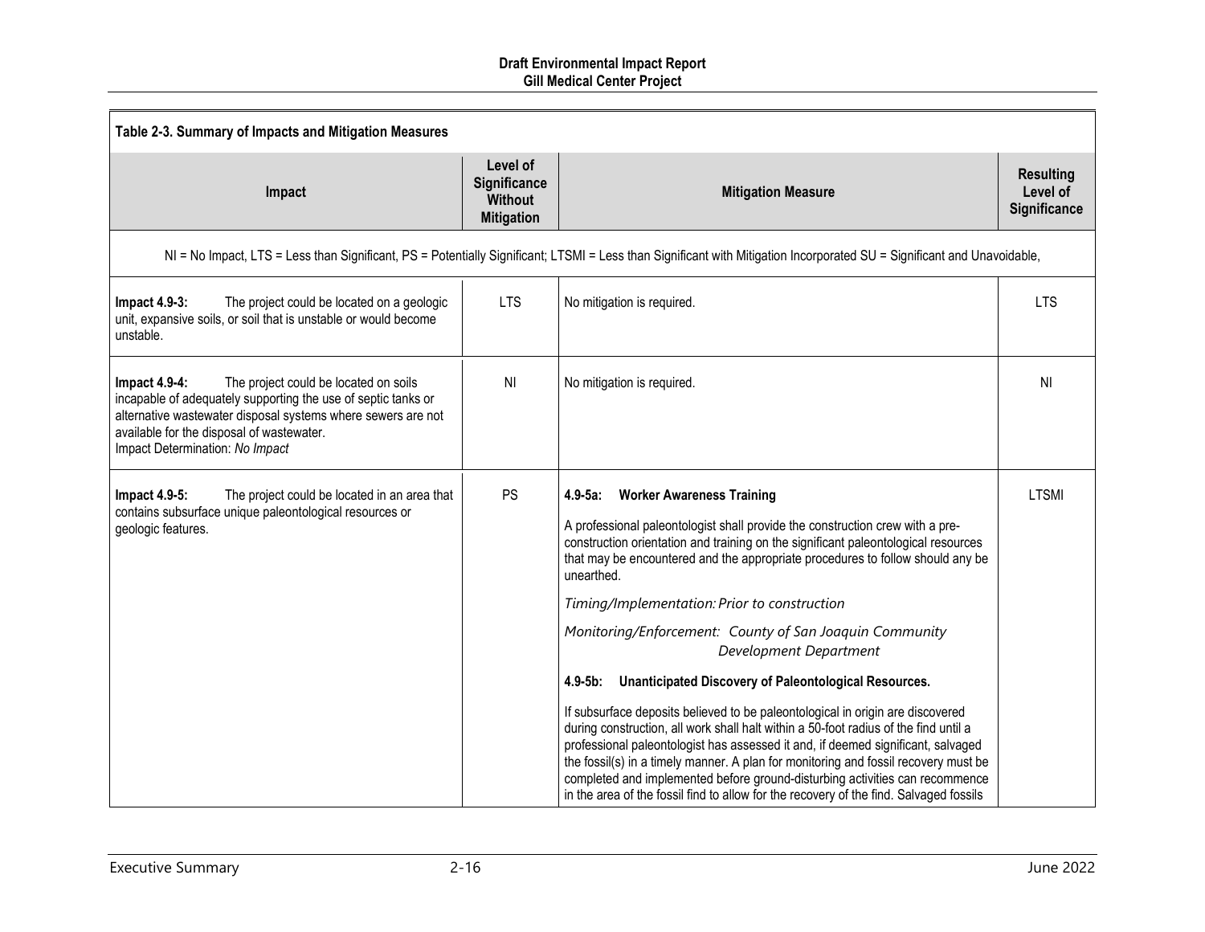**Table 2-3. Summary of Impacts and Mitigation Measures**

| Impact | Level of Significance Without Mitigation | Mitigation Measure | Resulting Level of Significance |
|---|---|---|---|
| NI = No Impact, LTS = Less than Significant, PS = Potentially Significant; LTSMI = Less than Significant with Mitigation Incorporated SU = Significant and Unavoidable, | | | |
| **Impact 4.9-3:** The project could be located on a geologic unit, expansive soils, or soil that is unstable or would become unstable. | LTS | No mitigation is required. | LTS |
| **Impact 4.9-4:** The project could be located on soils incapable of adequately supporting the use of septic tanks or alternative wastewater disposal systems where sewers are not available for the disposal of wastewater.<br>Impact Determination: *No Impact* | NI | No mitigation is required. | NI |
| **Impact 4.9-5:** The project could be located in an area that contains subsurface unique paleontological resources or geologic features. | PS | **4.9-5a: Worker Awareness Training**<br><br>A professional paleontologist shall provide the construction crew with a pre-construction orientation and training on the significant paleontological resources that may be encountered and the appropriate procedures to follow should any be unearthed.<br><br>*Timing/Implementation: Prior to construction*<br><br>*Monitoring/Enforcement: County of San Joaquin Community Development Department*<br><br>**4.9-5b: Unanticipated Discovery of Paleontological Resources.**<br><br>If subsurface deposits believed to be paleontological in origin are discovered during construction, all work shall halt within a 50-foot radius of the find until a professional paleontologist has assessed it and, if deemed significant, salvaged the fossil(s) in a timely manner. A plan for monitoring and fossil recovery must be completed and implemented before ground-disturbing activities can recommence in the area of the fossil find to allow for the recovery of the find. Salvaged fossils | LTSMI |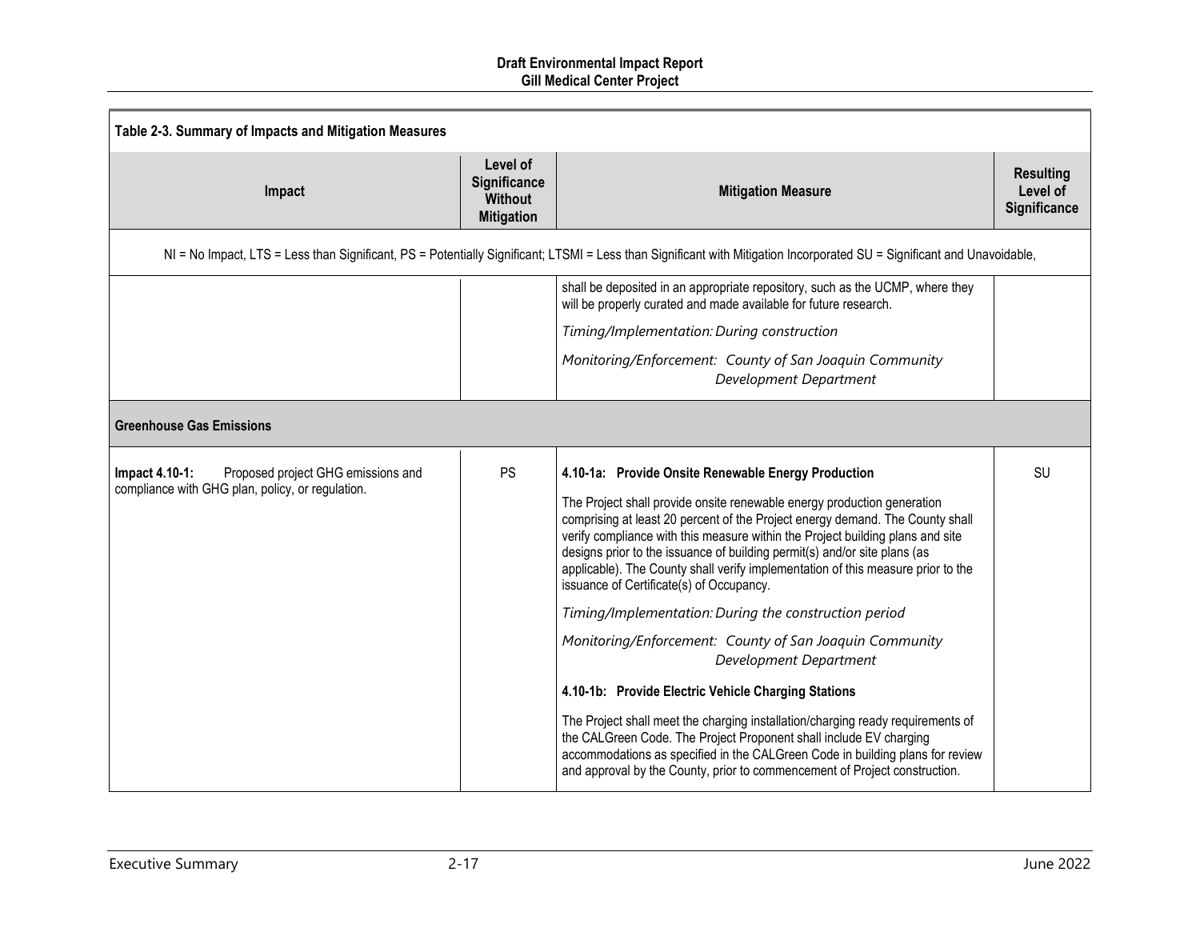| Table 2-3. Summary of Impacts and Mitigation Measures | | | |
|---|---|---|---|
| **Impact** | **Level of Significance Without Mitigation** | **Mitigation Measure** | **Resulting Level of Significance** |
| NI = No Impact, LTS = Less than Significant, PS = Potentially Significant; LTSMI = Less than Significant with Mitigation Incorporated SU = Significant and Unavoidable, | | | |
| | | shall be deposited in an appropriate repository, such as the UCMP, where they will be properly curated and made available for future research.<br><br>*Timing/Implementation: During construction*<br><br>*Monitoring/Enforcement: County of San Joaquin Community Development Department* | |
| **Greenhouse Gas Emissions** | | | |
| **Impact 4.10-1:** Proposed project GHG emissions and compliance with GHG plan, policy, or regulation. | PS | **4.10-1a: Provide Onsite Renewable Energy Production**<br><br>The Project shall provide onsite renewable energy production generation comprising at least 20 percent of the Project energy demand. The County shall verify compliance with this measure within the Project building plans and site designs prior to the issuance of building permit(s) and/or site plans (as applicable). The County shall verify implementation of this measure prior to the issuance of Certificate(s) of Occupancy.<br><br>*Timing/Implementation: During the construction period*<br><br>*Monitoring/Enforcement: County of San Joaquin Community Development Department*<br><br>**4.10-1b: Provide Electric Vehicle Charging Stations**<br><br>The Project shall meet the charging installation/charging ready requirements of the CALGreen Code. The Project Proponent shall include EV charging accommodations as specified in the CALGreen Code in building plans for review and approval by the County, prior to commencement of Project construction. | SU |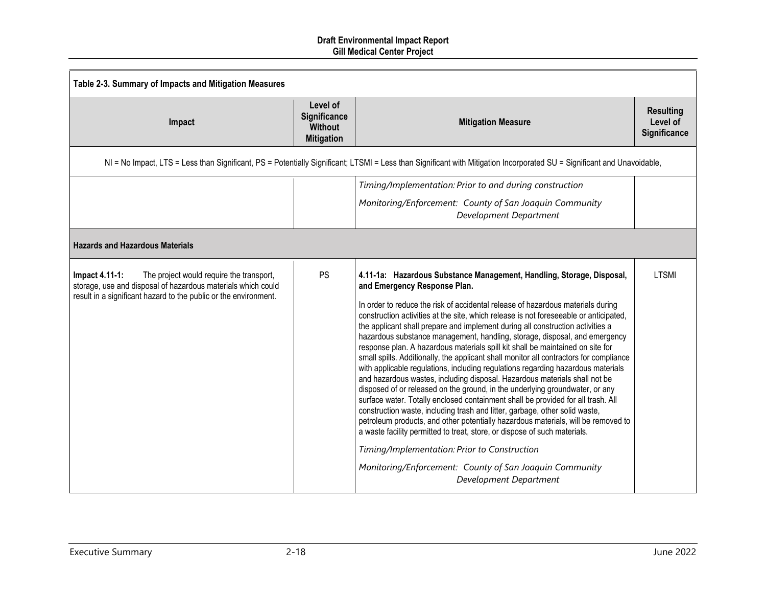| Table 2-3. Summary of Impacts and Mitigation Measures | | | |
|---|---|---|---|
| **Impact** | **Level of Significance Without Mitigation** | **Mitigation Measure** | **Resulting Level of Significance** |
| NI = No Impact, LTS = Less than Significant, PS = Potentially Significant; LTSMI = Less than Significant with Mitigation Incorporated SU = Significant and Unavoidable, | | | |
| | | *Timing/Implementation: Prior to and during construction*<br><br>*Monitoring/Enforcement: County of San Joaquin Community Development Department* | |
| **Hazards and Hazardous Materials** | | | |
| **Impact 4.11-1:** The project would require the transport, storage, use and disposal of hazardous materials which could result in a significant hazard to the public or the environment. | PS | **4.11-1a: Hazardous Substance Management, Handling, Storage, Disposal, and Emergency Response Plan.**<br><br>In order to reduce the risk of accidental release of hazardous materials during construction activities at the site, which release is not foreseeable or anticipated, the applicant shall prepare and implement during all construction activities a hazardous substance management, handling, storage, disposal, and emergency response plan. A hazardous materials spill kit shall be maintained on site for small spills. Additionally, the applicant shall monitor all contractors for compliance with applicable regulations, including regulations regarding hazardous materials and hazardous wastes, including disposal. Hazardous materials shall not be disposed of or released on the ground, in the underlying groundwater, or any surface water. Totally enclosed containment shall be provided for all trash. All construction waste, including trash and litter, garbage, other solid waste, petroleum products, and other potentially hazardous materials, will be removed to a waste facility permitted to treat, store, or dispose of such materials.<br><br>*Timing/Implementation: Prior to Construction*<br><br>*Monitoring/Enforcement: County of San Joaquin Community Development Department* | LTSMI |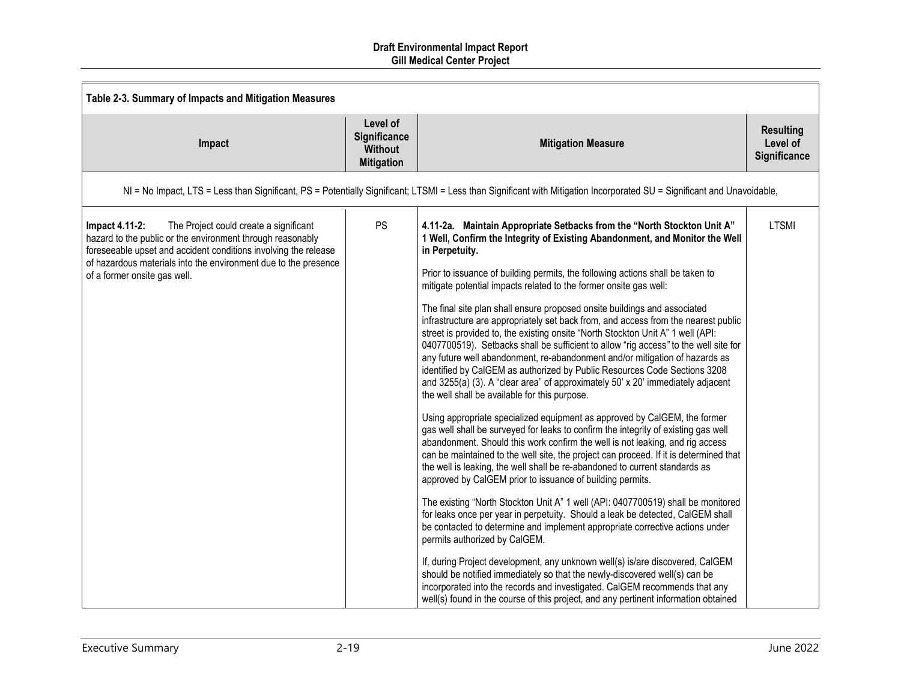Table 2-3. Summary of Impacts and Mitigation Measures

| Impact | Level of Significance Without Mitigation | Mitigation Measure | Resulting Level of Significance |
|---|---|---|---|
| NI = No Impact, LTS = Less than Significant, PS = Potentially Significant; LTSMI = Less than Significant with Mitigation Incorporated SU = Significant and Unavoidable, | | | |
| **Impact 4.11-2:** The Project could create a significant hazard to the public or the environment through reasonably foreseeable upset and accident conditions involving the release of hazardous materials into the environment due to the presence of a former onsite gas well. | PS | **4.11-2a. Maintain Appropriate Setbacks from the "North Stockton Unit A" 1 Well, Confirm the Integrity of Existing Abandonment, and Monitor the Well in Perpetuity.**<br><br>Prior to issuance of building permits, the following actions shall be taken to mitigate potential impacts related to the former onsite gas well:<br><br>The final site plan shall ensure proposed onsite buildings and associated infrastructure are appropriately set back from, and access from the nearest public street is provided to, the existing onsite "North Stockton Unit A" 1 well (API: 0407700519). Setbacks shall be sufficient to allow "rig access" to the well site for any future well abandonment, re-abandonment and/or mitigation of hazards as identified by CalGEM as authorized by Public Resources Code Sections 3208 and 3255(a) (3). A "clear area" of approximately 50' x 20' immediately adjacent the well shall be available for this purpose.<br><br>Using appropriate specialized equipment as approved by CalGEM, the former gas well shall be surveyed for leaks to confirm the integrity of existing gas well abandonment. Should this work confirm the well is not leaking, and rig access can be maintained to the well site, the project can proceed. If it is determined that the well is leaking, the well shall be re-abandoned to current standards as approved by CalGEM prior to issuance of building permits.<br><br>The existing "North Stockton Unit A" 1 well (API: 0407700519) shall be monitored for leaks once per year in perpetuity. Should a leak be detected, CalGEM shall be contacted to determine and implement appropriate corrective actions under permits authorized by CalGEM.<br><br>If, during Project development, any unknown well(s) is/are discovered, CalGEM should be notified immediately so that the newly-discovered well(s) can be incorporated into the records and investigated. CalGEM recommends that any well(s) found in the course of this project, and any pertinent information obtained | LTSMI |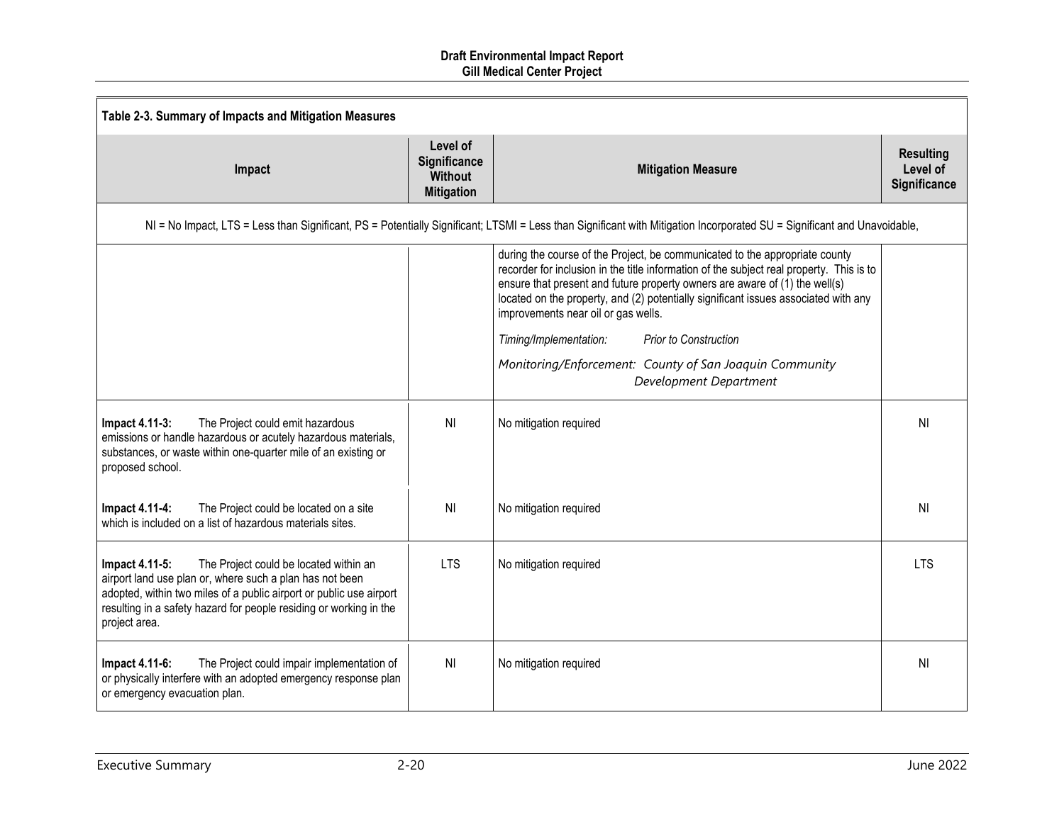**Table 2-3. Summary of Impacts and Mitigation Measures**

| Impact | Level of Significance Without Mitigation | Mitigation Measure | Resulting Level of Significance |
|---|---|---|---|
| NI = No Impact, LTS = Less than Significant, PS = Potentially Significant; LTSMI = Less than Significant with Mitigation Incorporated SU = Significant and Unavoidable, | | | |
| | | during the course of the Project, be communicated to the appropriate county recorder for inclusion in the title information of the subject real property. This is to ensure that present and future property owners are aware of (1) the well(s) located on the property, and (2) potentially significant issues associated with any improvements near oil or gas wells.<br><br>*Timing/Implementation: Prior to Construction*<br><br>*Monitoring/Enforcement: County of San Joaquin Community Development Department* | |
| **Impact 4.11-3:** The Project could emit hazardous emissions or handle hazardous or acutely hazardous materials, substances, or waste within one-quarter mile of an existing or proposed school. | NI | No mitigation required | NI |
| **Impact 4.11-4:** The Project could be located on a site which is included on a list of hazardous materials sites. | NI | No mitigation required | NI |
| **Impact 4.11-5:** The Project could be located within an airport land use plan or, where such a plan has not been adopted, within two miles of a public airport or public use airport resulting in a safety hazard for people residing or working in the project area. | LTS | No mitigation required | LTS |
| **Impact 4.11-6:** The Project could impair implementation of or physically interfere with an adopted emergency response plan or emergency evacuation plan. | NI | No mitigation required | NI |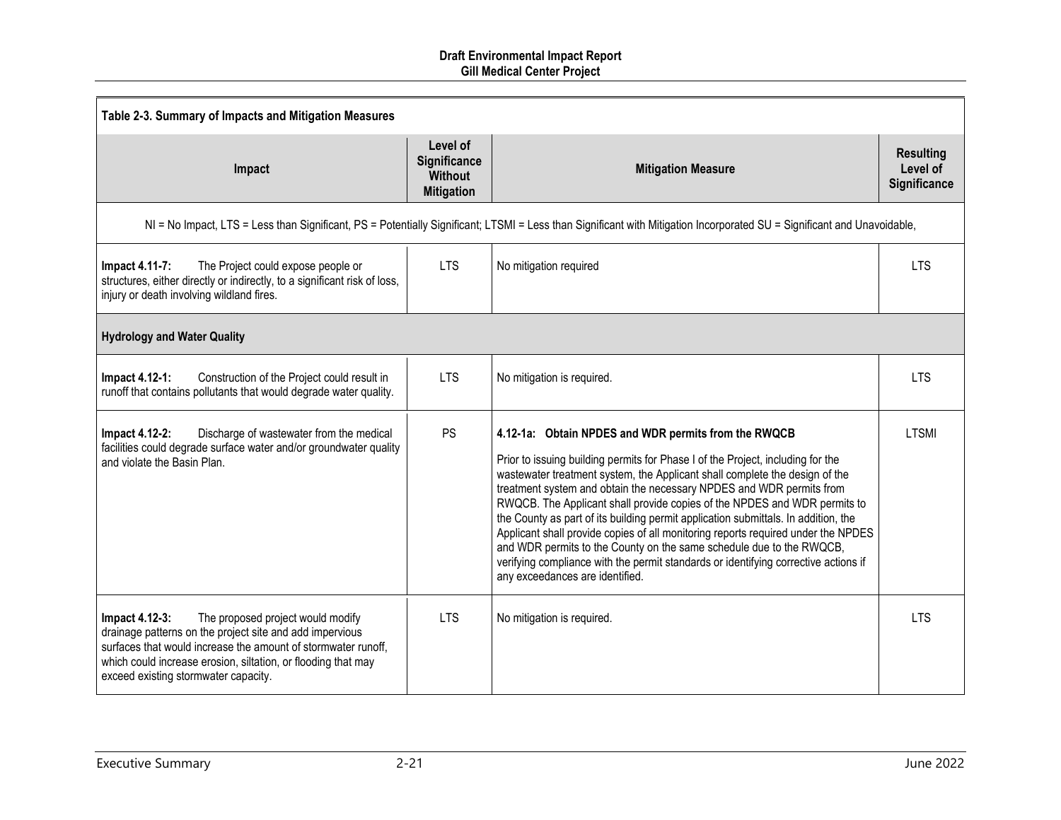| Table 2-3. Summary of Impacts and Mitigation Measures | | | |
|---|---|---|---|
| **Impact** | **Level of Significance Without Mitigation** | **Mitigation Measure** | **Resulting Level of Significance** |
| NI = No Impact, LTS = Less than Significant, PS = Potentially Significant; LTSMI = Less than Significant with Mitigation Incorporated SU = Significant and Unavoidable, | | | |
| **Impact 4.11-7:** The Project could expose people or structures, either directly or indirectly, to a significant risk of loss, injury or death involving wildland fires. | LTS | No mitigation required | LTS |
| **Hydrology and Water Quality** | | | |
| **Impact 4.12-1:** Construction of the Project could result in runoff that contains pollutants that would degrade water quality. | LTS | No mitigation is required. | LTS |
| **Impact 4.12-2:** Discharge of wastewater from the medical facilities could degrade surface water and/or groundwater quality and violate the Basin Plan. | PS | **4.12-1a: Obtain NPDES and WDR permits from the RWQCB**<br><br>Prior to issuing building permits for Phase I of the Project, including for the wastewater treatment system, the Applicant shall complete the design of the treatment system and obtain the necessary NPDES and WDR permits from RWQCB. The Applicant shall provide copies of the NPDES and WDR permits to the County as part of its building permit application submittals. In addition, the Applicant shall provide copies of all monitoring reports required under the NPDES and WDR permits to the County on the same schedule due to the RWQCB, verifying compliance with the permit standards or identifying corrective actions if any exceedances are identified. | LTSMI |
| **Impact 4.12-3:** The proposed project would modify drainage patterns on the project site and add impervious surfaces that would increase the amount of stormwater runoff, which could increase erosion, siltation, or flooding that may exceed existing stormwater capacity. | LTS | No mitigation is required. | LTS |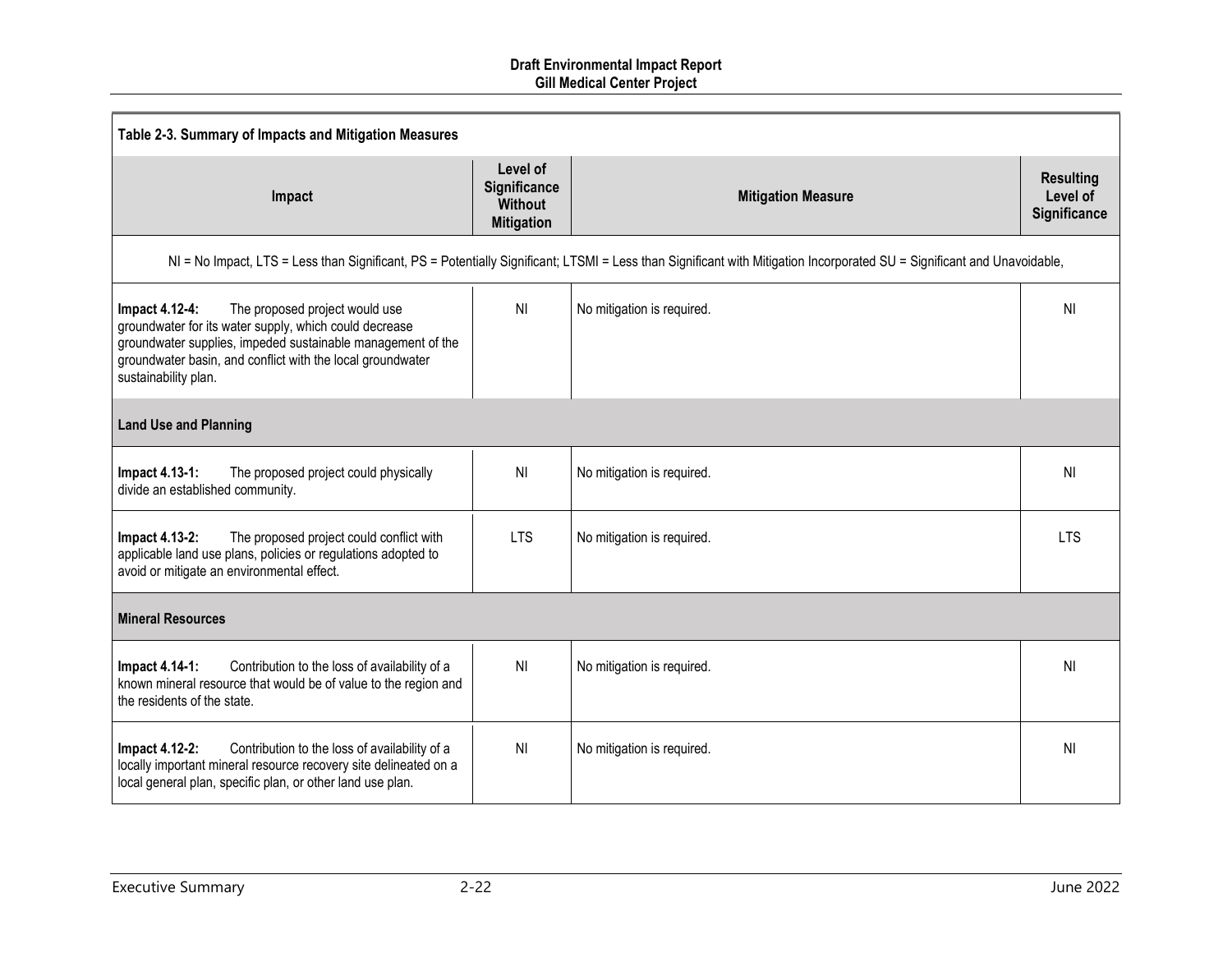| Table 2-3. Summary of Impacts and Mitigation Measures | | | |
|---|---|---|---|
| **Impact** | **Level of Significance Without Mitigation** | **Mitigation Measure** | **Resulting Level of Significance** |
| NI = No Impact, LTS = Less than Significant, PS = Potentially Significant; LTSMI = Less than Significant with Mitigation Incorporated SU = Significant and Unavoidable, | | | |
| **Impact 4.12-4:** The proposed project would use groundwater for its water supply, which could decrease groundwater supplies, impeded sustainable management of the groundwater basin, and conflict with the local groundwater sustainability plan. | NI | No mitigation is required. | NI |
| **Land Use and Planning** | | | |
| **Impact 4.13-1:** The proposed project could physically divide an established community. | NI | No mitigation is required. | NI |
| **Impact 4.13-2:** The proposed project could conflict with applicable land use plans, policies or regulations adopted to avoid or mitigate an environmental effect. | LTS | No mitigation is required. | LTS |
| **Mineral Resources** | | | |
| **Impact 4.14-1:** Contribution to the loss of availability of a known mineral resource that would be of value to the region and the residents of the state. | NI | No mitigation is required. | NI |
| **Impact 4.12-2:** Contribution to the loss of availability of a locally important mineral resource recovery site delineated on a local general plan, specific plan, or other land use plan. | NI | No mitigation is required. | NI |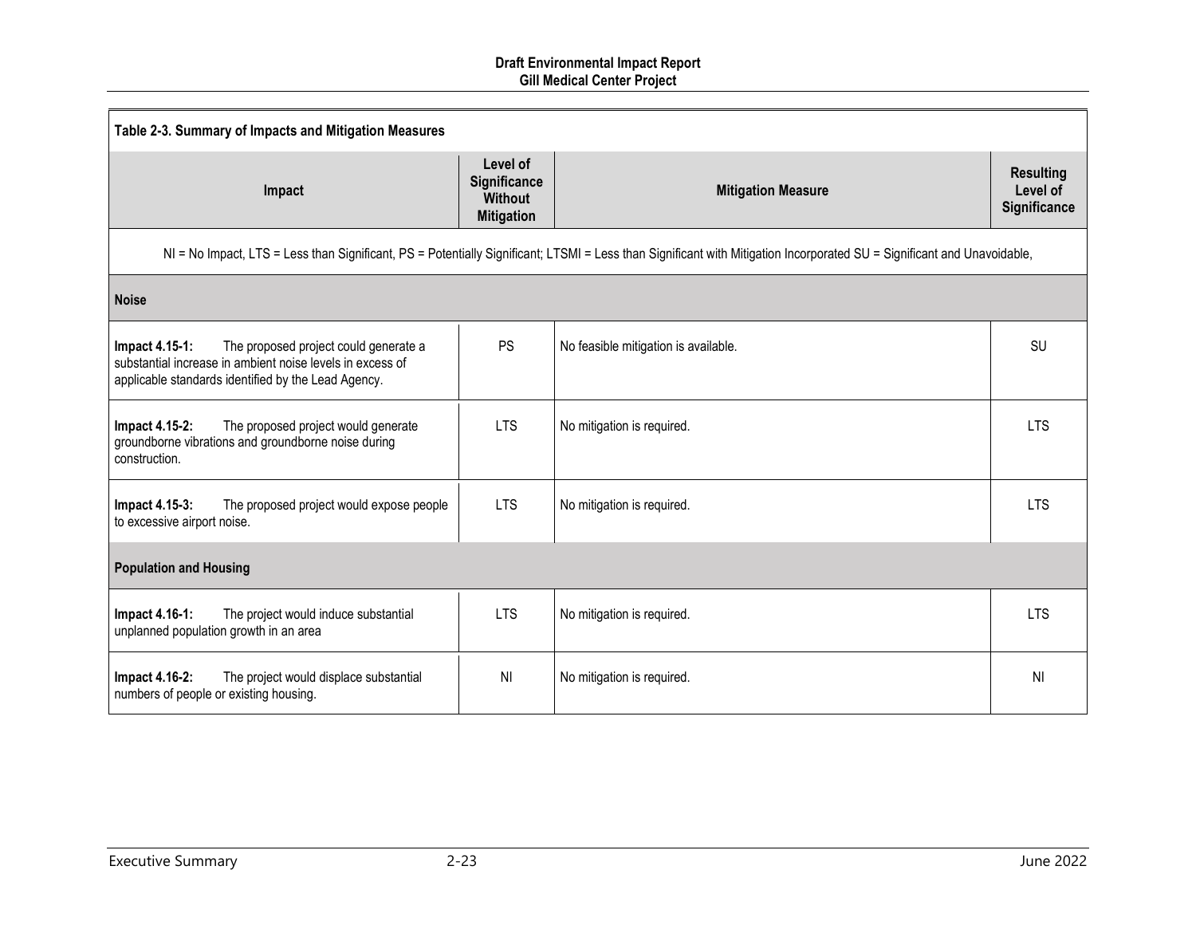**Table 2-3. Summary of Impacts and Mitigation Measures**

| Impact | Level of Significance Without Mitigation | Mitigation Measure | Resulting Level of Significance |
|---|---|---|---|
| NI = No Impact, LTS = Less than Significant, PS = Potentially Significant; LTSMI = Less than Significant with Mitigation Incorporated SU = Significant and Unavoidable, | | | |
| **Noise** | | | |
| **Impact 4.15-1:** The proposed project could generate a substantial increase in ambient noise levels in excess of applicable standards identified by the Lead Agency. | PS | No feasible mitigation is available. | SU |
| **Impact 4.15-2:** The proposed project would generate groundborne vibrations and groundborne noise during construction. | LTS | No mitigation is required. | LTS |
| **Impact 4.15-3:** The proposed project would expose people to excessive airport noise. | LTS | No mitigation is required. | LTS |
| **Population and Housing** | | | |
| **Impact 4.16-1:** The project would induce substantial unplanned population growth in an area | LTS | No mitigation is required. | LTS |
| **Impact 4.16-2:** The project would displace substantial numbers of people or existing housing. | NI | No mitigation is required. | NI |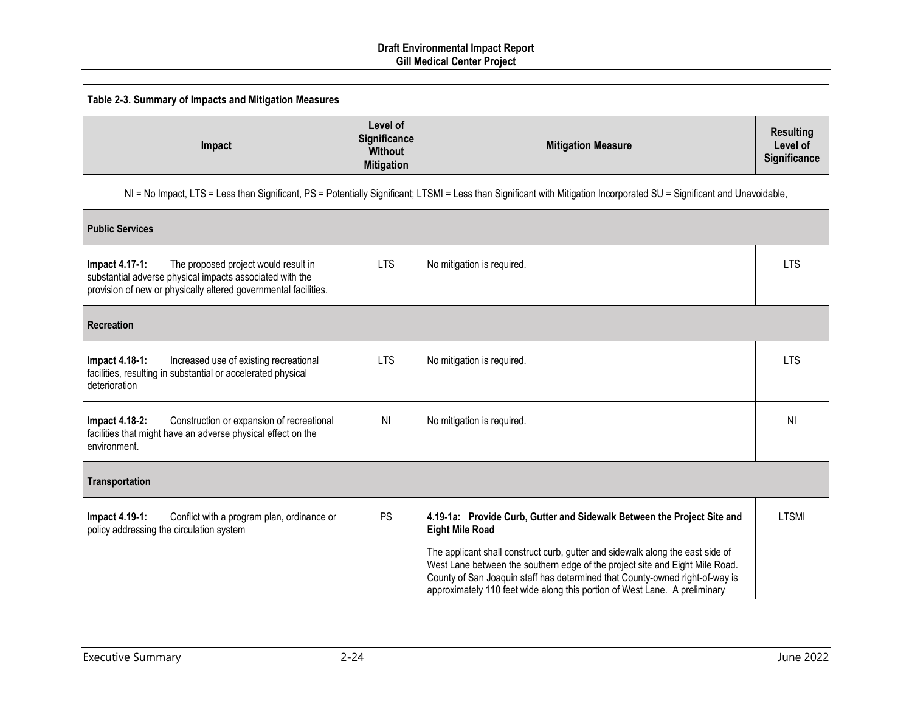**Table 2-3. Summary of Impacts and Mitigation Measures**

| Impact | Level of Significance Without Mitigation | Mitigation Measure | Resulting Level of Significance |
|---|---|---|---|
| NI = No Impact, LTS = Less than Significant, PS = Potentially Significant; LTSMI = Less than Significant with Mitigation Incorporated SU = Significant and Unavoidable, | | | |
| **Public Services** | | | |
| **Impact 4.17-1:** The proposed project would result in substantial adverse physical impacts associated with the provision of new or physically altered governmental facilities. | LTS | No mitigation is required. | LTS |
| **Recreation** | | | |
| **Impact 4.18-1:** Increased use of existing recreational facilities, resulting in substantial or accelerated physical deterioration | LTS | No mitigation is required. | LTS |
| **Impact 4.18-2:** Construction or expansion of recreational facilities that might have an adverse physical effect on the environment. | NI | No mitigation is required. | NI |
| **Transportation** | | | |
| **Impact 4.19-1:** Conflict with a program plan, ordinance or policy addressing the circulation system | PS | **4.19-1a: Provide Curb, Gutter and Sidewalk Between the Project Site and Eight Mile Road**<br><br>The applicant shall construct curb, gutter and sidewalk along the east side of West Lane between the southern edge of the project site and Eight Mile Road. County of San Joaquin staff has determined that County-owned right-of-way is approximately 110 feet wide along this portion of West Lane. A preliminary | LTSMI |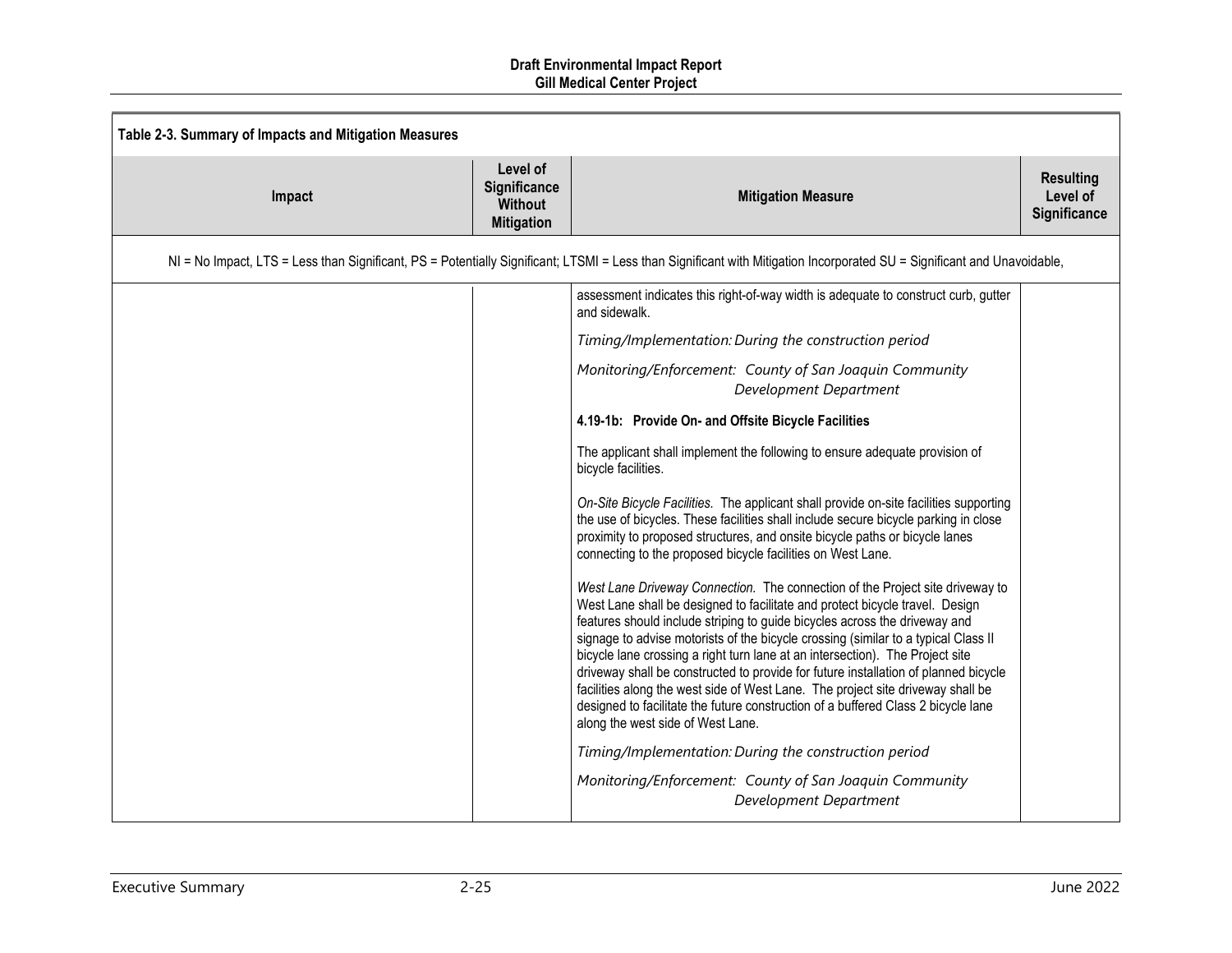**Table 2-3. Summary of Impacts and Mitigation Measures**

| Impact | Level of Significance Without Mitigation | Mitigation Measure | Resulting Level of Significance |
|---|---|---|---|
| NI = No Impact, LTS = Less than Significant, PS = Potentially Significant; LTSMI = Less than Significant with Mitigation Incorporated SU = Significant and Unavoidable, | | | |
| | | assessment indicates this right-of-way width is adequate to construct curb, gutter and sidewalk.<br><br>*Timing/Implementation: During the construction period*<br><br>*Monitoring/Enforcement: County of San Joaquin Community Development Department*<br><br>**4.19-1b: Provide On- and Offsite Bicycle Facilities**<br><br>The applicant shall implement the following to ensure adequate provision of bicycle facilities.<br><br>*On-Site Bicycle Facilities.* The applicant shall provide on-site facilities supporting the use of bicycles. These facilities shall include secure bicycle parking in close proximity to proposed structures, and onsite bicycle paths or bicycle lanes connecting to the proposed bicycle facilities on West Lane.<br><br>*West Lane Driveway Connection.* The connection of the Project site driveway to West Lane shall be designed to facilitate and protect bicycle travel. Design features should include striping to guide bicycles across the driveway and signage to advise motorists of the bicycle crossing (similar to a typical Class II bicycle lane crossing a right turn lane at an intersection). The Project site driveway shall be constructed to provide for future installation of planned bicycle facilities along the west side of West Lane. The project site driveway shall be designed to facilitate the future construction of a buffered Class 2 bicycle lane along the west side of West Lane.<br><br>*Timing/Implementation: During the construction period*<br><br>*Monitoring/Enforcement: County of San Joaquin Community Development Department* | |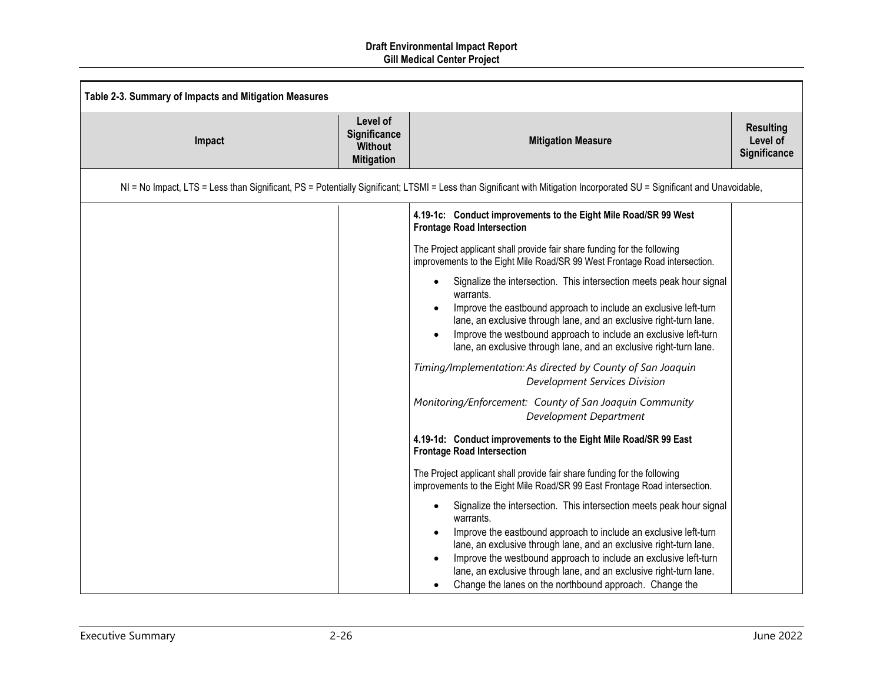**Table 2-3. Summary of Impacts and Mitigation Measures**

| Impact | Level of Significance Without Mitigation | Mitigation Measure | Resulting Level of Significance |
|---|---|---|---|
| NI = No Impact, LTS = Less than Significant, PS = Potentially Significant; LTSMI = Less than Significant with Mitigation Incorporated SU = Significant and Unavoidable, | | | |
| | | **4.19-1c: Conduct improvements to the Eight Mile Road/SR 99 West Frontage Road Intersection**<br><br>The Project applicant shall provide fair share funding for the following improvements to the Eight Mile Road/SR 99 West Frontage Road intersection.<br><br>• Signalize the intersection. This intersection meets peak hour signal warrants.<br>• Improve the eastbound approach to include an exclusive left-turn lane, an exclusive through lane, and an exclusive right-turn lane.<br>• Improve the westbound approach to include an exclusive left-turn lane, an exclusive through lane, and an exclusive right-turn lane.<br><br>*Timing/Implementation: As directed by County of San Joaquin Development Services Division*<br><br>*Monitoring/Enforcement: County of San Joaquin Community Development Department*<br><br>**4.19-1d: Conduct improvements to the Eight Mile Road/SR 99 East Frontage Road Intersection**<br><br>The Project applicant shall provide fair share funding for the following improvements to the Eight Mile Road/SR 99 East Frontage Road intersection.<br><br>• Signalize the intersection. This intersection meets peak hour signal warrants.<br>• Improve the eastbound approach to include an exclusive left-turn lane, an exclusive through lane, and an exclusive right-turn lane.<br>• Improve the westbound approach to include an exclusive left-turn lane, an exclusive through lane, and an exclusive right-turn lane.<br>• Change the lanes on the northbound approach. Change the | |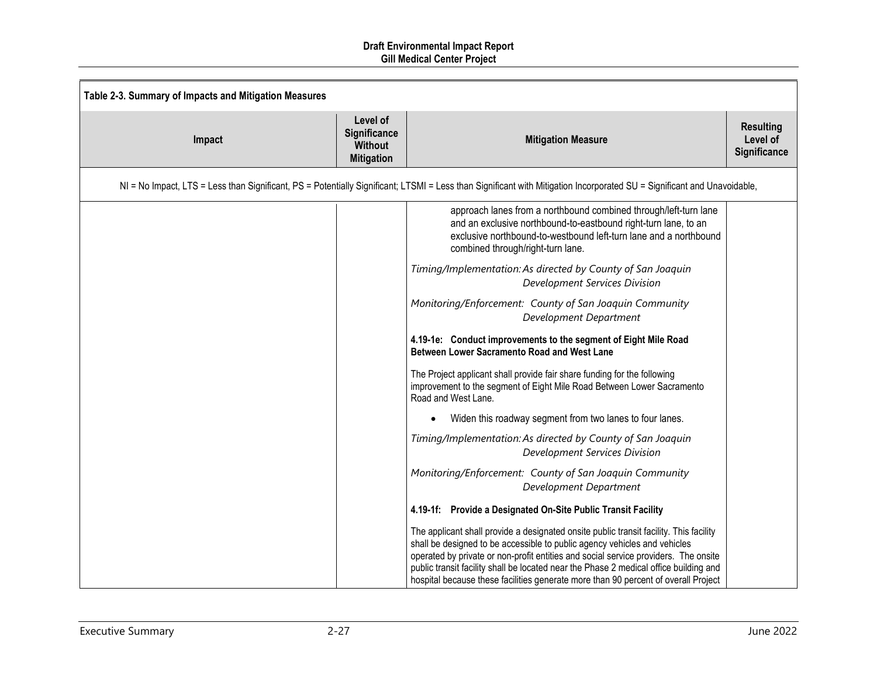**Table 2-3. Summary of Impacts and Mitigation Measures**

| Impact | Level of Significance Without Mitigation | Mitigation Measure | Resulting Level of Significance |
|---|---|---|---|
| NI = No Impact, LTS = Less than Significant, PS = Potentially Significant; LTSMI = Less than Significant with Mitigation Incorporated SU = Significant and Unavoidable, | | | |
| | | approach lanes from a northbound combined through/left-turn lane and an exclusive northbound-to-eastbound right-turn lane, to an exclusive northbound-to-westbound left-turn lane and a northbound combined through/right-turn lane.<br><br>*Timing/Implementation: As directed by County of San Joaquin Development Services Division*<br><br>*Monitoring/Enforcement: County of San Joaquin Community Development Department*<br><br>**4.19-1e: Conduct improvements to the segment of Eight Mile Road Between Lower Sacramento Road and West Lane**<br><br>The Project applicant shall provide fair share funding for the following improvement to the segment of Eight Mile Road Between Lower Sacramento Road and West Lane.<br><br>• Widen this roadway segment from two lanes to four lanes.<br><br>*Timing/Implementation: As directed by County of San Joaquin Development Services Division*<br><br>*Monitoring/Enforcement: County of San Joaquin Community Development Department*<br><br>**4.19-1f: Provide a Designated On-Site Public Transit Facility**<br><br>The applicant shall provide a designated onsite public transit facility. This facility shall be designed to be accessible to public agency vehicles and vehicles operated by private or non-profit entities and social service providers. The onsite public transit facility shall be located near the Phase 2 medical office building and hospital because these facilities generate more than 90 percent of overall Project | |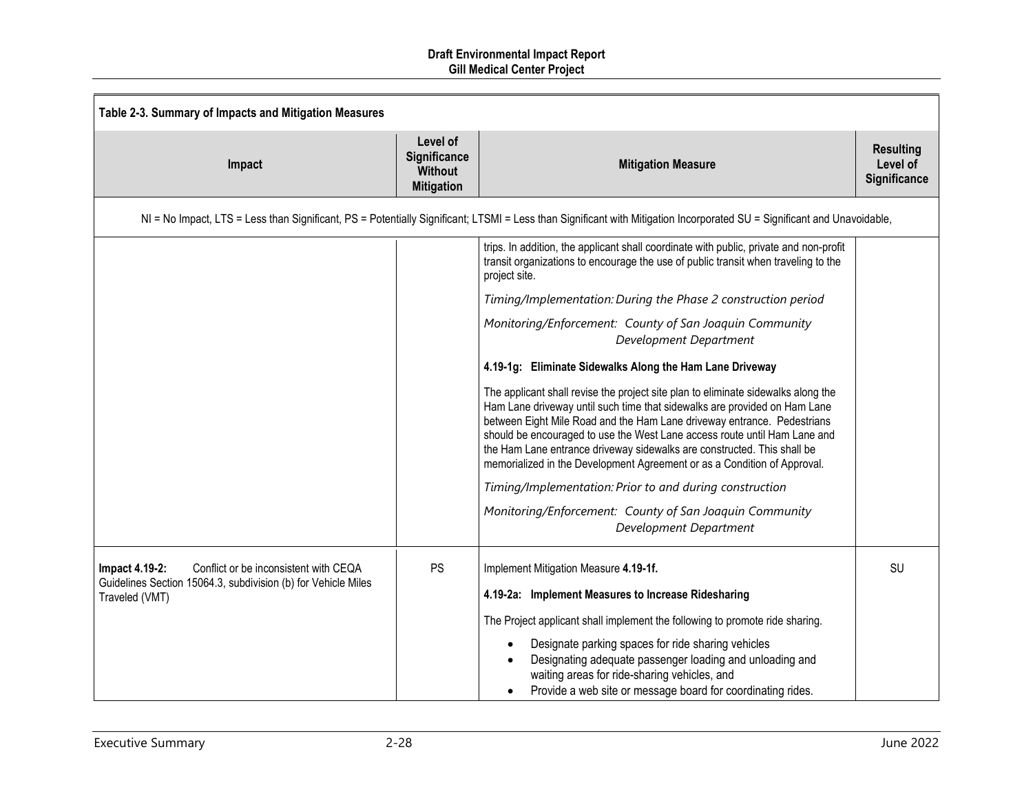| Table 2-3. Summary of Impacts and Mitigation Measures | | | |
|---|---|---|---|
| **Impact** | **Level of Significance Without Mitigation** | **Mitigation Measure** | **Resulting Level of Significance** |
| NI = No Impact, LTS = Less than Significant, PS = Potentially Significant; LTSMI = Less than Significant with Mitigation Incorporated SU = Significant and Unavoidable, | | | |
| | | trips. In addition, the applicant shall coordinate with public, private and non-profit transit organizations to encourage the use of public transit when traveling to the project site.<br><br>*Timing/Implementation: During the Phase 2 construction period*<br><br>*Monitoring/Enforcement: County of San Joaquin Community Development Department*<br><br>**4.19-1g: Eliminate Sidewalks Along the Ham Lane Driveway**<br><br>The applicant shall revise the project site plan to eliminate sidewalks along the Ham Lane driveway until such time that sidewalks are provided on Ham Lane between Eight Mile Road and the Ham Lane driveway entrance. Pedestrians should be encouraged to use the West Lane access route until Ham Lane and the Ham Lane entrance driveway sidewalks are constructed. This shall be memorialized in the Development Agreement or as a Condition of Approval.<br><br>*Timing/Implementation: Prior to and during construction*<br><br>*Monitoring/Enforcement: County of San Joaquin Community Development Department* | |
| **Impact 4.19-2:** Conflict or be inconsistent with CEQA Guidelines Section 15064.3, subdivision (b) for Vehicle Miles Traveled (VMT) | PS | Implement Mitigation Measure **4.19-1f.**<br><br>**4.19-2a: Implement Measures to Increase Ridesharing**<br><br>The Project applicant shall implement the following to promote ride sharing.<br><br>• Designate parking spaces for ride sharing vehicles<br>• Designating adequate passenger loading and unloading and waiting areas for ride-sharing vehicles, and<br>• Provide a web site or message board for coordinating rides. | SU |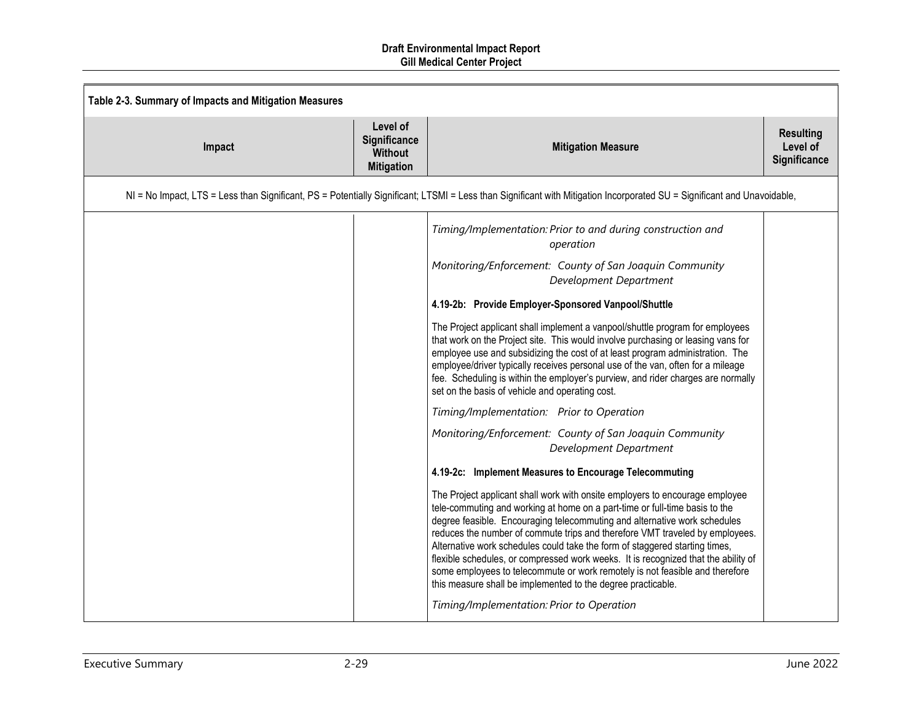| Table 2-3. Summary of Impacts and Mitigation Measures | | | |
|---|---|---|---|
| **Impact** | **Level of Significance Without Mitigation** | **Mitigation Measure** | **Resulting Level of Significance** |
| NI = No Impact, LTS = Less than Significant, PS = Potentially Significant; LTSMI = Less than Significant with Mitigation Incorporated SU = Significant and Unavoidable, | | | |
| | | *Timing/Implementation: Prior to and during construction and operation*<br><br>*Monitoring/Enforcement: County of San Joaquin Community Development Department*<br><br>**4.19-2b: Provide Employer-Sponsored Vanpool/Shuttle**<br><br>The Project applicant shall implement a vanpool/shuttle program for employees that work on the Project site. This would involve purchasing or leasing vans for employee use and subsidizing the cost of at least program administration. The employee/driver typically receives personal use of the van, often for a mileage fee. Scheduling is within the employer's purview, and rider charges are normally set on the basis of vehicle and operating cost.<br><br>*Timing/Implementation: Prior to Operation*<br><br>*Monitoring/Enforcement: County of San Joaquin Community Development Department*<br><br>**4.19-2c: Implement Measures to Encourage Telecommuting**<br><br>The Project applicant shall work with onsite employers to encourage employee tele-commuting and working at home on a part-time or full-time basis to the degree feasible. Encouraging telecommuting and alternative work schedules reduces the number of commute trips and therefore VMT traveled by employees. Alternative work schedules could take the form of staggered starting times, flexible schedules, or compressed work weeks. It is recognized that the ability of some employees to telecommute or work remotely is not feasible and therefore this measure shall be implemented to the degree practicable.<br><br>*Timing/Implementation: Prior to Operation* | |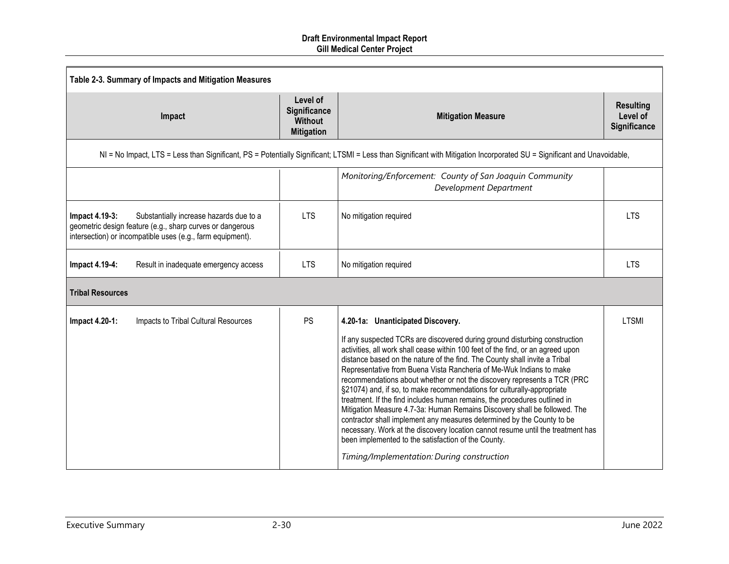| Table 2-3. Summary of Impacts and Mitigation Measures | | | |
|---|---|---|---|
| **Impact** | **Level of Significance Without Mitigation** | **Mitigation Measure** | **Resulting Level of Significance** |
| NI = No Impact, LTS = Less than Significant, PS = Potentially Significant; LTSMI = Less than Significant with Mitigation Incorporated SU = Significant and Unavoidable, | | | |
| | | *Monitoring/Enforcement: County of San Joaquin Community Development Department* | |
| **Impact 4.19-3:** Substantially increase hazards due to a geometric design feature (e.g., sharp curves or dangerous intersection) or incompatible uses (e.g., farm equipment). | LTS | No mitigation required | LTS |
| **Impact 4.19-4:** Result in inadequate emergency access | LTS | No mitigation required | LTS |
| **Tribal Resources** | | | |
| **Impact 4.20-1:** Impacts to Tribal Cultural Resources | PS | **4.20-1a: Unanticipated Discovery.**<br><br>If any suspected TCRs are discovered during ground disturbing construction activities, all work shall cease within 100 feet of the find, or an agreed upon distance based on the nature of the find. The County shall invite a Tribal Representative from Buena Vista Rancheria of Me-Wuk Indians to make recommendations about whether or not the discovery represents a TCR (PRC §21074) and, if so, to make recommendations for culturally-appropriate treatment. If the find includes human remains, the procedures outlined in Mitigation Measure 4.7-3a: Human Remains Discovery shall be followed. The contractor shall implement any measures determined by the County to be necessary. Work at the discovery location cannot resume until the treatment has been implemented to the satisfaction of the County.<br><br>*Timing/Implementation: During construction* | LTSMI |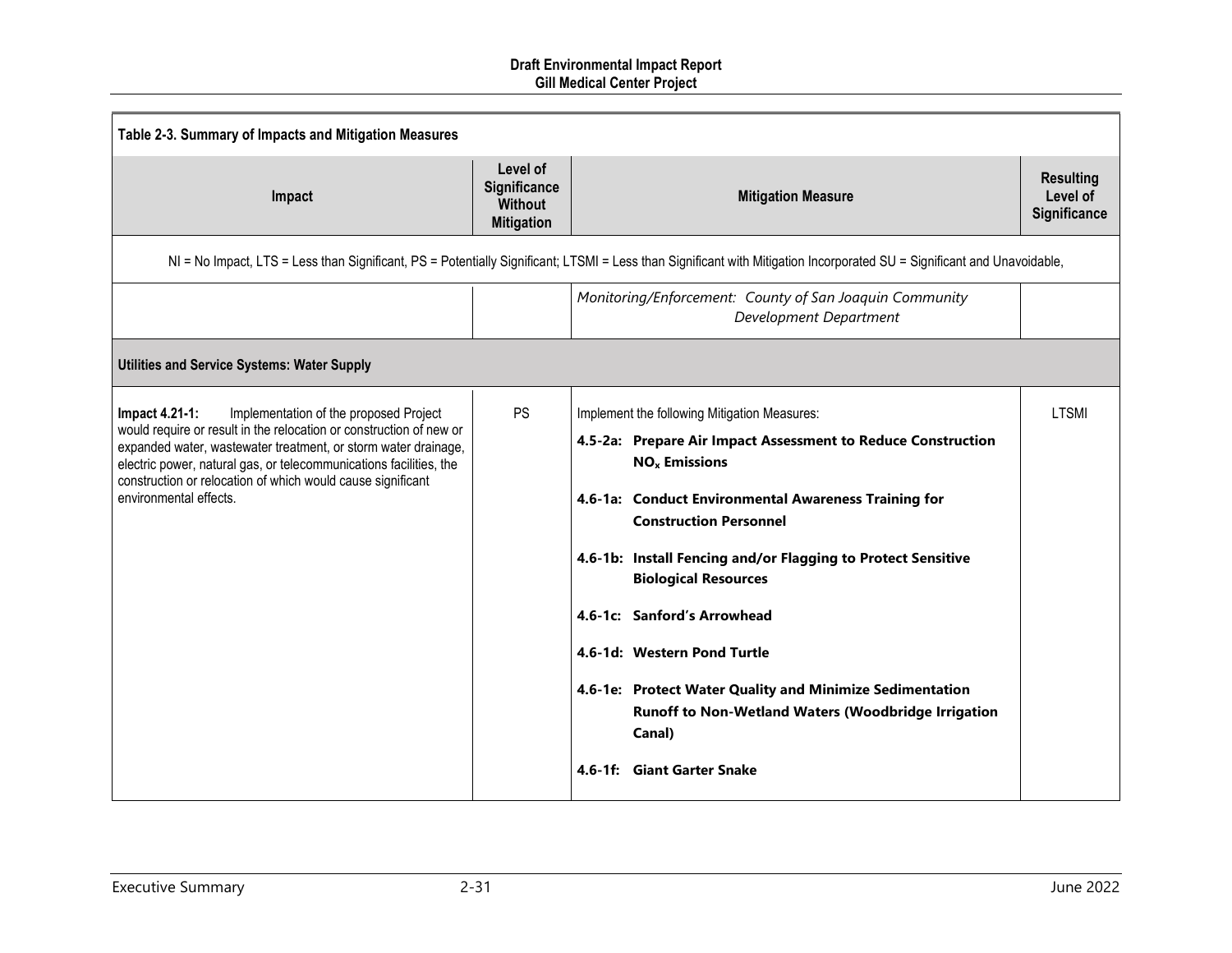| Table 2-3. Summary of Impacts and Mitigation Measures | | | |
|---|---|---|---|
| **Impact** | **Level of Significance Without Mitigation** | **Mitigation Measure** | **Resulting Level of Significance** |
| NI = No Impact, LTS = Less than Significant, PS = Potentially Significant; LTSMI = Less than Significant with Mitigation Incorporated SU = Significant and Unavoidable, | | | |
| | | *Monitoring/Enforcement: County of San Joaquin Community Development Department* | |
| **Utilities and Service Systems: Water Supply** | | | |
| **Impact 4.21-1:** Implementation of the proposed Project would require or result in the relocation or construction of new or expanded water, wastewater treatment, or storm water drainage, electric power, natural gas, or telecommunications facilities, the construction or relocation of which would cause significant environmental effects. | PS | Implement the following Mitigation Measures:<br>**4.5-2a: Prepare Air Impact Assessment to Reduce Construction $NO_x$ Emissions**<br>**4.6-1a: Conduct Environmental Awareness Training for Construction Personnel**<br>**4.6-1b: Install Fencing and/or Flagging to Protect Sensitive Biological Resources**<br>**4.6-1c: Sanford's Arrowhead**<br>**4.6-1d: Western Pond Turtle**<br>**4.6-1e: Protect Water Quality and Minimize Sedimentation Runoff to Non-Wetland Waters (Woodbridge Irrigation Canal)**<br>**4.6-1f: Giant Garter Snake** | LTSMI |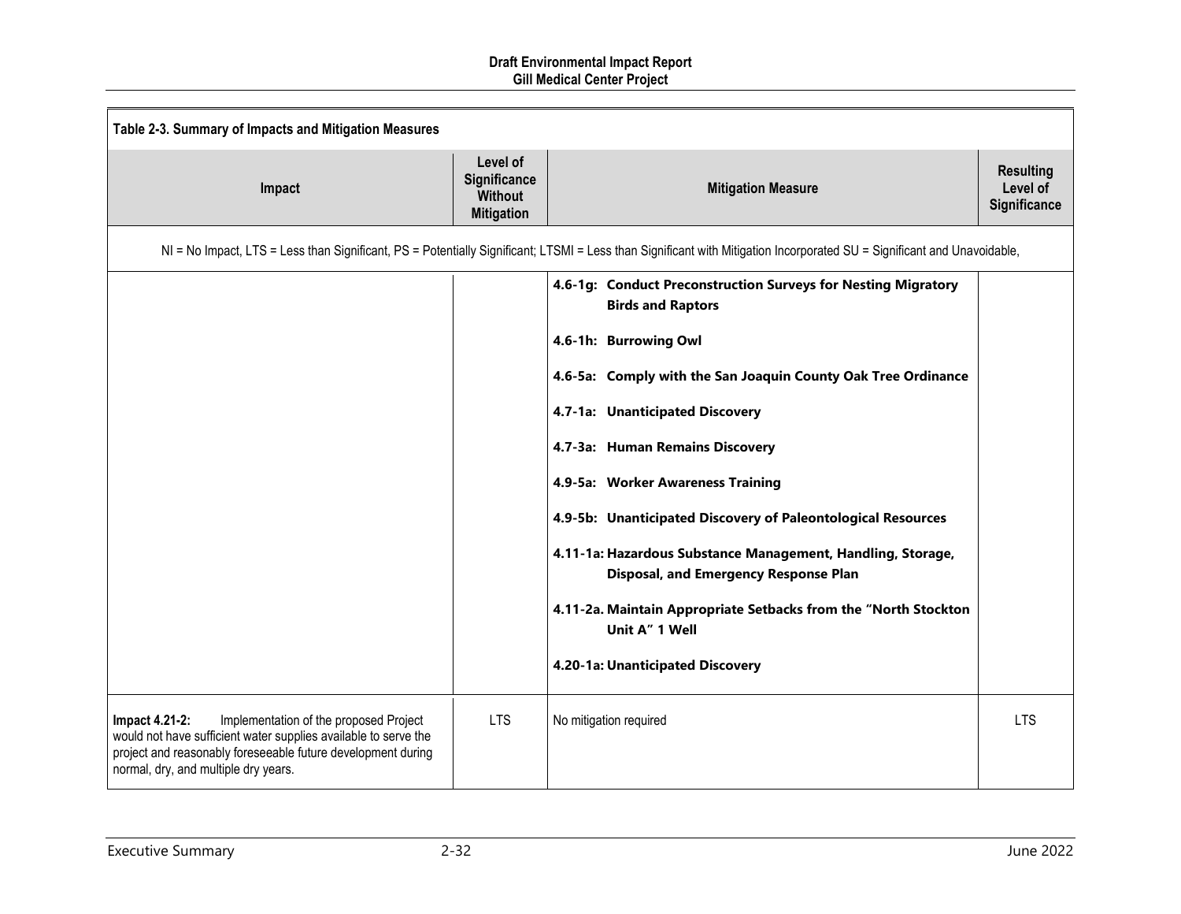**Table 2-3. Summary of Impacts and Mitigation Measures**

| Impact | Level of Significance Without Mitigation | Mitigation Measure | Resulting Level of Significance |
|---|---|---|---|
| NI = No Impact, LTS = Less than Significant, PS = Potentially Significant; LTSMI = Less than Significant with Mitigation Incorporated SU = Significant and Unavoidable, | | | |
| | | **4.6-1g: Conduct Preconstruction Surveys for Nesting Migratory Birds and Raptors**<br><br>**4.6-1h: Burrowing Owl**<br><br>**4.6-5a: Comply with the San Joaquin County Oak Tree Ordinance**<br><br>**4.7-1a: Unanticipated Discovery**<br><br>**4.7-3a: Human Remains Discovery**<br><br>**4.9-5a: Worker Awareness Training**<br><br>**4.9-5b: Unanticipated Discovery of Paleontological Resources**<br><br>**4.11-1a: Hazardous Substance Management, Handling, Storage, Disposal, and Emergency Response Plan**<br><br>**4.11-2a. Maintain Appropriate Setbacks from the "North Stockton Unit A" 1 Well**<br><br>**4.20-1a: Unanticipated Discovery** | |
| **Impact 4.21-2:** Implementation of the proposed Project would not have sufficient water supplies available to serve the project and reasonably foreseeable future development during normal, dry, and multiple dry years. | LTS | No mitigation required | LTS |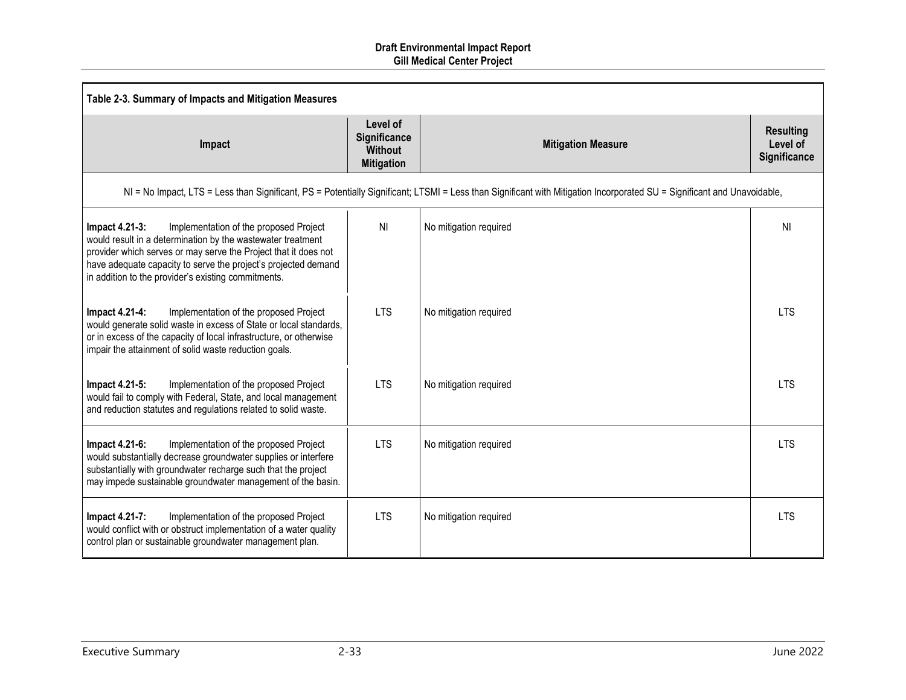**Table 2-3. Summary of Impacts and Mitigation Measures**

| Impact | Level of Significance Without Mitigation | Mitigation Measure | Resulting Level of Significance |
|---|---|---|---|
| NI = No Impact, LTS = Less than Significant, PS = Potentially Significant; LTSMI = Less than Significant with Mitigation Incorporated SU = Significant and Unavoidable, | | | |
| **Impact 4.21-3:** Implementation of the proposed Project would result in a determination by the wastewater treatment provider which serves or may serve the Project that it does not have adequate capacity to serve the project's projected demand in addition to the provider's existing commitments. | NI | No mitigation required | NI |
| **Impact 4.21-4:** Implementation of the proposed Project would generate solid waste in excess of State or local standards, or in excess of the capacity of local infrastructure, or otherwise impair the attainment of solid waste reduction goals. | LTS | No mitigation required | LTS |
| **Impact 4.21-5:** Implementation of the proposed Project would fail to comply with Federal, State, and local management and reduction statutes and regulations related to solid waste. | LTS | No mitigation required | LTS |
| **Impact 4.21-6:** Implementation of the proposed Project would substantially decrease groundwater supplies or interfere substantially with groundwater recharge such that the project may impede sustainable groundwater management of the basin. | LTS | No mitigation required | LTS |
| **Impact 4.21-7:** Implementation of the proposed Project would conflict with or obstruct implementation of a water quality control plan or sustainable groundwater management plan. | LTS | No mitigation required | LTS |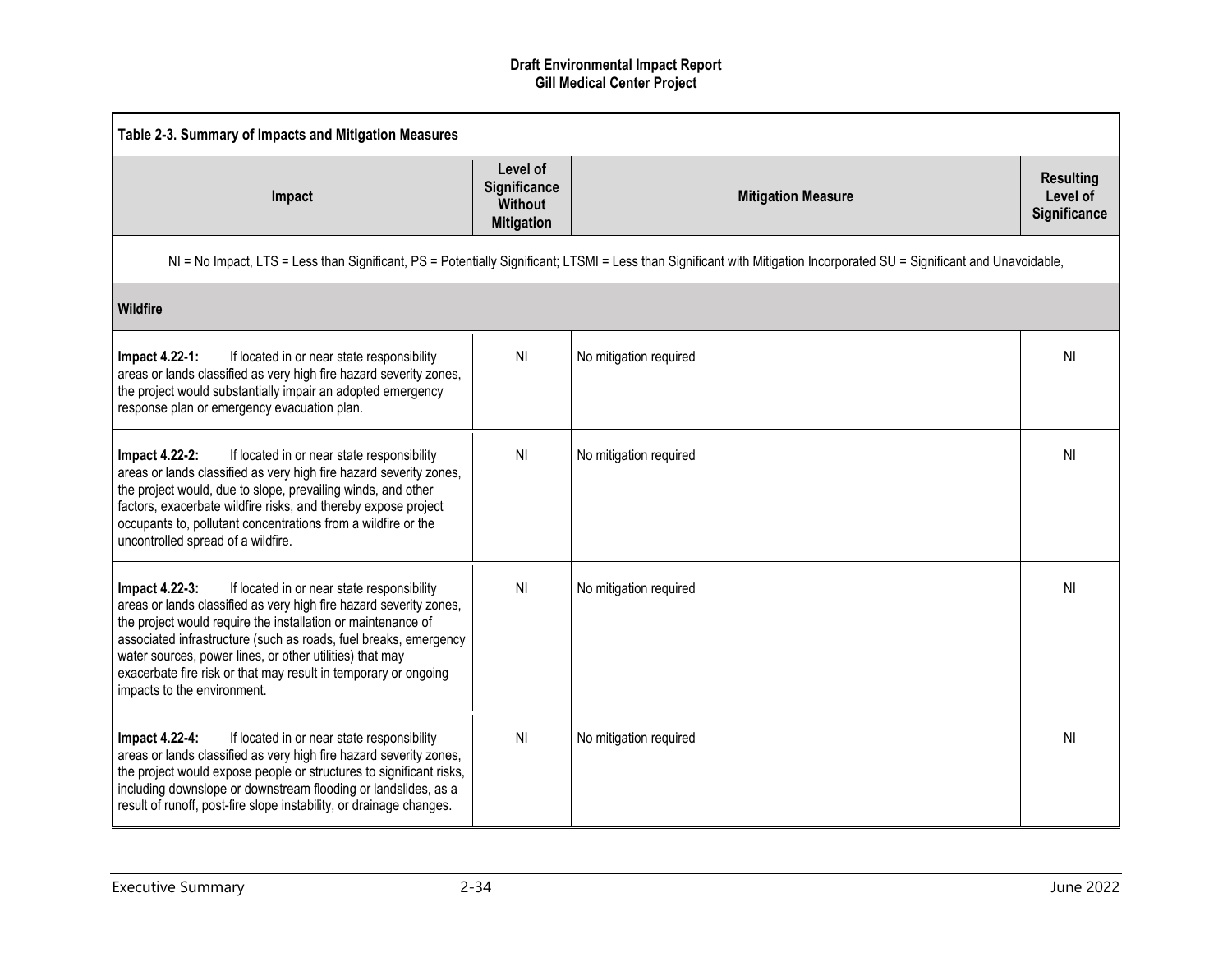**Table 2-3. Summary of Impacts and Mitigation Measures**

| Impact | Level of Significance Without Mitigation | Mitigation Measure | Resulting Level of Significance |
|---|---|---|---|
| NI = No Impact, LTS = Less than Significant, PS = Potentially Significant; LTSMI = Less than Significant with Mitigation Incorporated SU = Significant and Unavoidable, | | | |
| **Wildfire** | | | |
| **Impact 4.22-1:** If located in or near state responsibility areas or lands classified as very high fire hazard severity zones, the project would substantially impair an adopted emergency response plan or emergency evacuation plan. | NI | No mitigation required | NI |
| **Impact 4.22-2:** If located in or near state responsibility areas or lands classified as very high fire hazard severity zones, the project would, due to slope, prevailing winds, and other factors, exacerbate wildfire risks, and thereby expose project occupants to, pollutant concentrations from a wildfire or the uncontrolled spread of a wildfire. | NI | No mitigation required | NI |
| **Impact 4.22-3:** If located in or near state responsibility areas or lands classified as very high fire hazard severity zones, the project would require the installation or maintenance of associated infrastructure (such as roads, fuel breaks, emergency water sources, power lines, or other utilities) that may exacerbate fire risk or that may result in temporary or ongoing impacts to the environment. | NI | No mitigation required | NI |
| **Impact 4.22-4:** If located in or near state responsibility areas or lands classified as very high fire hazard severity zones, the project would expose people or structures to significant risks, including downslope or downstream flooding or landslides, as a result of runoff, post-fire slope instability, or drainage changes. | NI | No mitigation required | NI |